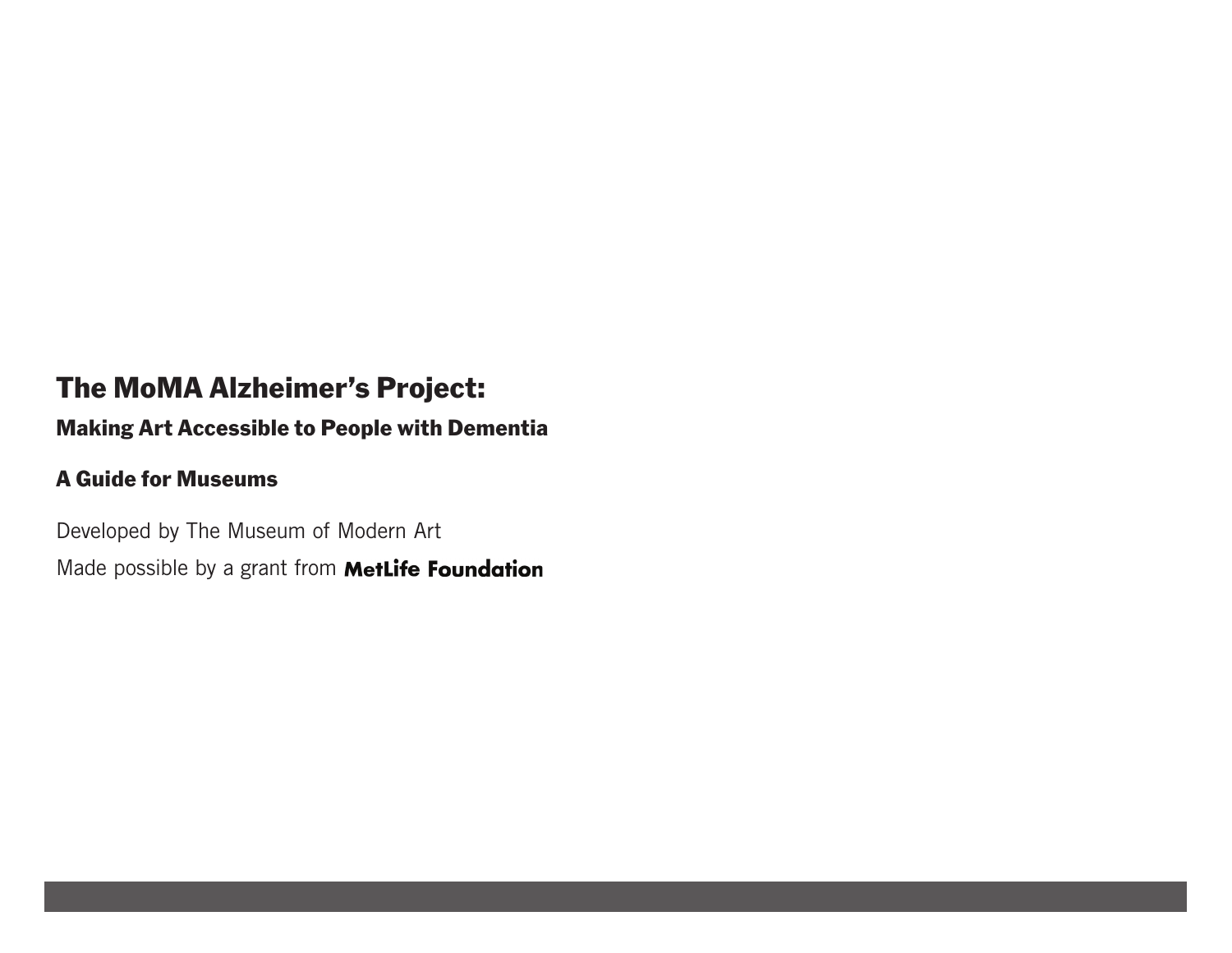# The MoMA Alzheimer's Project:

## Making Art Accessible to People with Dementia

### A Guide for Museums

Developed by The Museum of Modern Art

Made possible by a grant from **MetLife Foundation**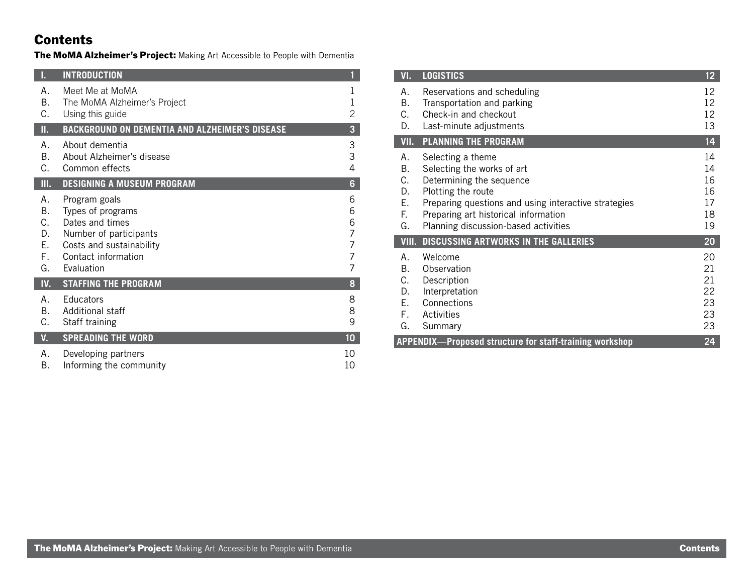# Contents

**The MoMA Alzheimer's Project:** Making Art Accessible to People with Dementia

| | | |
|---|---|---|
| **I.** | **INTRODUCTION** | **1** |
| A. | Meet Me at MoMA | 1 |
| B. | The MoMA Alzheimer's Project | 1 |
| C. | Using this guide | 2 |
| **II.** | **BACKGROUND ON DEMENTIA AND ALZHEIMER'S DISEASE** | **3** |
| A. | About dementia | 3 |
| B. | About Alzheimer's disease | 3 |
| C. | Common effects | 4 |
| **III.** | **DESIGNING A MUSEUM PROGRAM** | **6** |
| A. | Program goals | 6 |
| B. | Types of programs | 6 |
| C. | Dates and times | 6 |
| D. | Number of participants | 7 |
| E. | Costs and sustainability | 7 |
| F. | Contact information | 7 |
| G. | Evaluation | 7 |
| **IV.** | **STAFFING THE PROGRAM** | **8** |
| A. | Educators | 8 |
| B. | Additional staff | 8 |
| C. | Staff training | 9 |
| **V.** | **SPREADING THE WORD** | **10** |
| A. | Developing partners | 10 |
| B. | Informing the community | 10 |
| **VI.** | **LOGISTICS** | **12** |
| A. | Reservations and scheduling | 12 |
| B. | Transportation and parking | 12 |
| C. | Check-in and checkout | 12 |
| D. | Last-minute adjustments | 13 |
| **VII.** | **PLANNING THE PROGRAM** | **14** |
| A. | Selecting a theme | 14 |
| B. | Selecting the works of art | 14 |
| C. | Determining the sequence | 16 |
| D. | Plotting the route | 16 |
| E. | Preparing questions and using interactive strategies | 17 |
| F. | Preparing art historical information | 18 |
| G. | Planning discussion-based activities | 19 |
| **VIII.** | **DISCUSSING ARTWORKS IN THE GALLERIES** | **20** |
| A. | Welcome | 20 |
| B. | Observation | 21 |
| C. | Description | 21 |
| D. | Interpretation | 22 |
| E. | Connections | 23 |
| F. | Activities | 23 |
| G. | Summary | 23 |
| **APPENDIX—Proposed structure for staff-training workshop** | | **24** |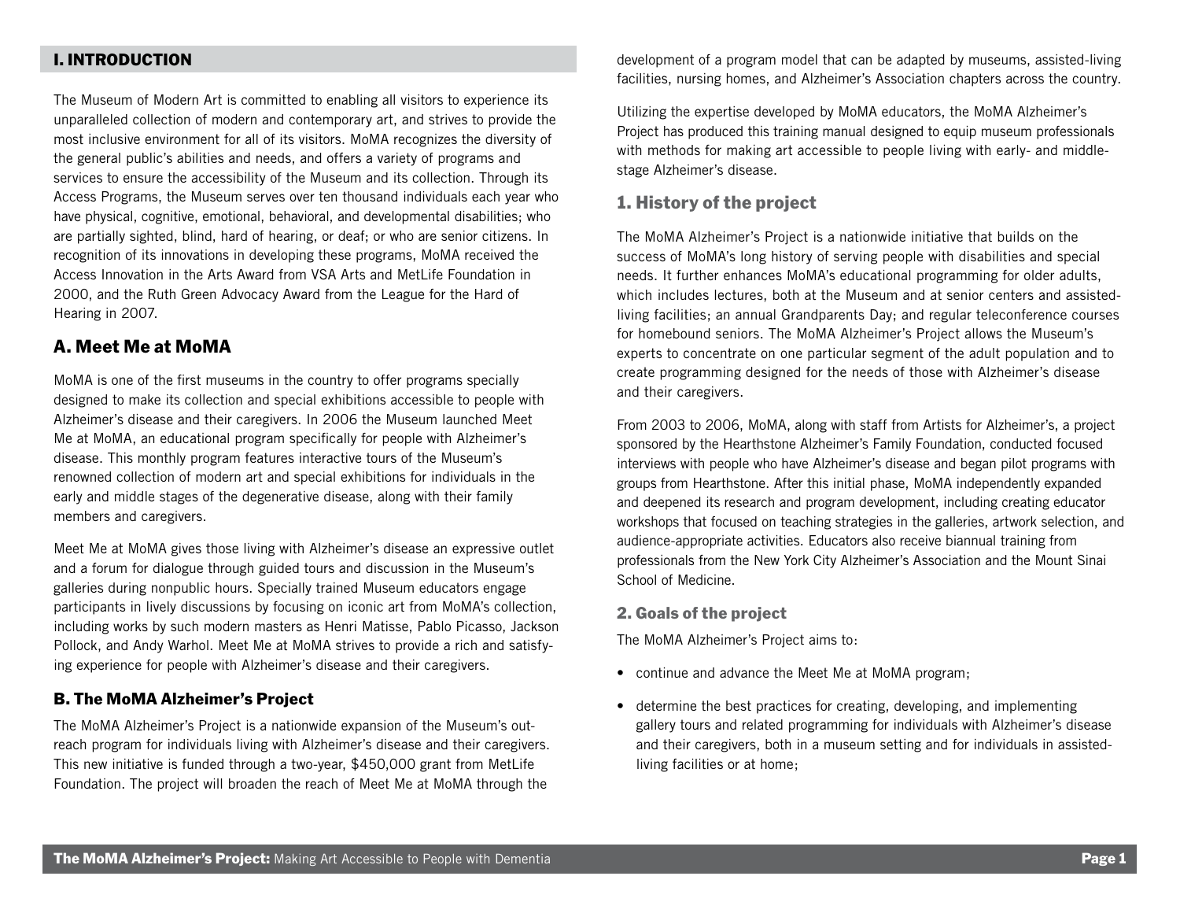# I. INTRODUCTION

The Museum of Modern Art is committed to enabling all visitors to experience its unparalleled collection of modern and contemporary art, and strives to provide the most inclusive environment for all of its visitors. MoMA recognizes the diversity of the general public's abilities and needs, and offers a variety of programs and services to ensure the accessibility of the Museum and its collection. Through its Access Programs, the Museum serves over ten thousand individuals each year who have physical, cognitive, emotional, behavioral, and developmental disabilities; who are partially sighted, blind, hard of hearing, or deaf; or who are senior citizens. In recognition of its innovations in developing these programs, MoMA received the Access Innovation in the Arts Award from VSA Arts and MetLife Foundation in 2000, and the Ruth Green Advocacy Award from the League for the Hard of Hearing in 2007.

## A. Meet Me at MoMA

MoMA is one of the first museums in the country to offer programs specially designed to make its collection and special exhibitions accessible to people with Alzheimer's disease and their caregivers. In 2006 the Museum launched Meet Me at MoMA, an educational program specifically for people with Alzheimer's disease. This monthly program features interactive tours of the Museum's renowned collection of modern art and special exhibitions for individuals in the early and middle stages of the degenerative disease, along with their family members and caregivers.

Meet Me at MoMA gives those living with Alzheimer's disease an expressive outlet and a forum for dialogue through guided tours and discussion in the Museum's galleries during nonpublic hours. Specially trained Museum educators engage participants in lively discussions by focusing on iconic art from MoMA's collection, including works by such modern masters as Henri Matisse, Pablo Picasso, Jackson Pollock, and Andy Warhol. Meet Me at MoMA strives to provide a rich and satisfying experience for people with Alzheimer's disease and their caregivers.

### B. The MoMA Alzheimer's Project

The MoMA Alzheimer's Project is a nationwide expansion of the Museum's outreach program for individuals living with Alzheimer's disease and their caregivers. This new initiative is funded through a two-year, $450,000 grant from MetLife Foundation. The project will broaden the reach of Meet Me at MoMA through the development of a program model that can be adapted by museums, assisted-living facilities, nursing homes, and Alzheimer's Association chapters across the country.

Utilizing the expertise developed by MoMA educators, the MoMA Alzheimer's Project has produced this training manual designed to equip museum professionals with methods for making art accessible to people living with early- and middle-stage Alzheimer's disease.

## 1. History of the project

The MoMA Alzheimer's Project is a nationwide initiative that builds on the success of MoMA's long history of serving people with disabilities and special needs. It further enhances MoMA's educational programming for older adults, which includes lectures, both at the Museum and at senior centers and assisted-living facilities; an annual Grandparents Day; and regular teleconference courses for homebound seniors. The MoMA Alzheimer's Project allows the Museum's experts to concentrate on one particular segment of the adult population and to create programming designed for the needs of those with Alzheimer's disease and their caregivers.

From 2003 to 2006, MoMA, along with staff from Artists for Alzheimer's, a project sponsored by the Hearthstone Alzheimer's Family Foundation, conducted focused interviews with people who have Alzheimer's disease and began pilot programs with groups from Hearthstone. After this initial phase, MoMA independently expanded and deepened its research and program development, including creating educator workshops that focused on teaching strategies in the galleries, artwork selection, and audience-appropriate activities. Educators also receive biannual training from professionals from the New York City Alzheimer's Association and the Mount Sinai School of Medicine.

### 2. Goals of the project

The MoMA Alzheimer's Project aims to:

- continue and advance the Meet Me at MoMA program;
- determine the best practices for creating, developing, and implementing gallery tours and related programming for individuals with Alzheimer's disease and their caregivers, both in a museum setting and for individuals in assisted-living facilities or at home;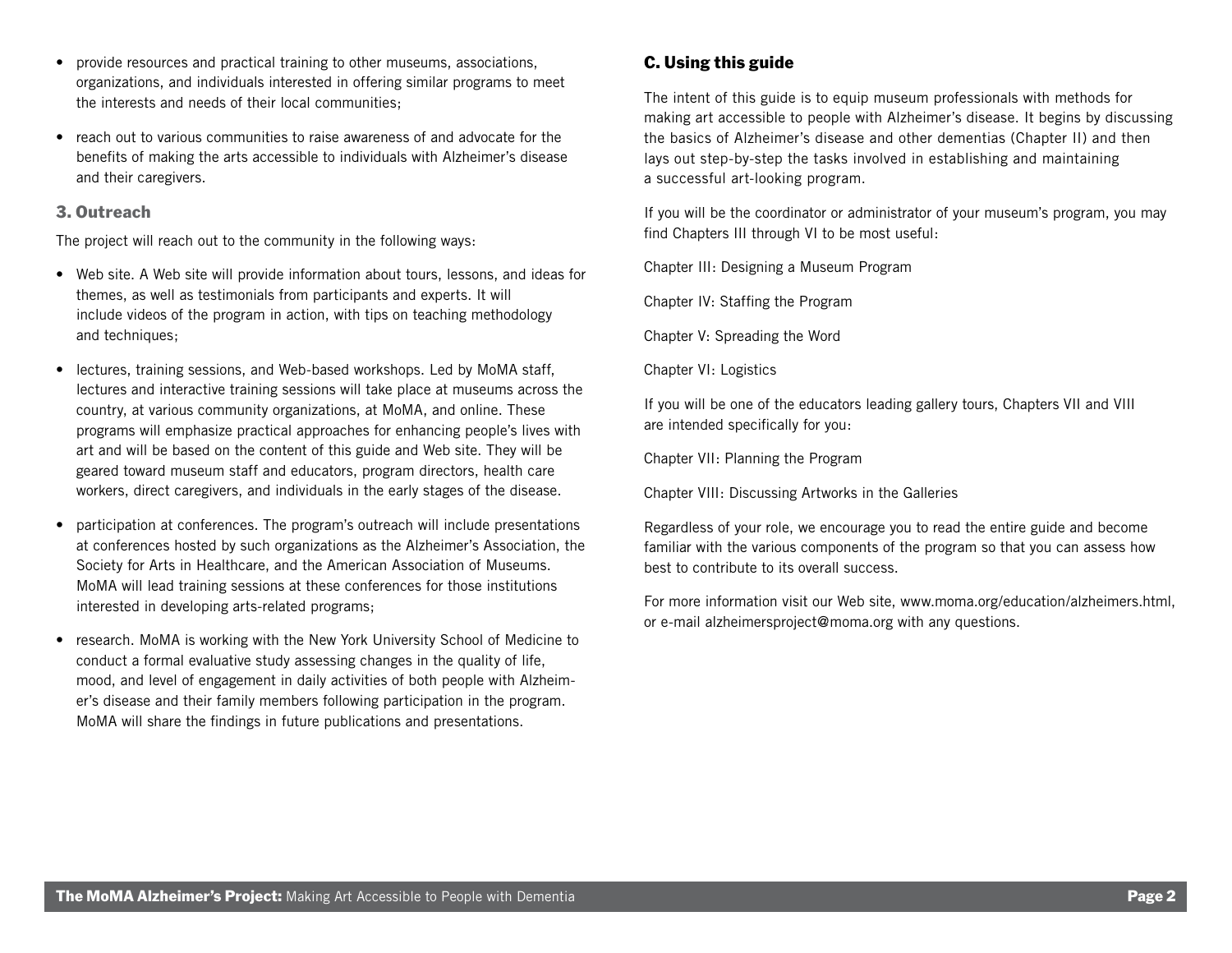- provide resources and practical training to other museums, associations, organizations, and individuals interested in offering similar programs to meet the interests and needs of their local communities;
- reach out to various communities to raise awareness of and advocate for the benefits of making the arts accessible to individuals with Alzheimer's disease and their caregivers.

### 3. Outreach

The project will reach out to the community in the following ways:

- Web site. A Web site will provide information about tours, lessons, and ideas for themes, as well as testimonials from participants and experts. It will include videos of the program in action, with tips on teaching methodology and techniques;
- lectures, training sessions, and Web-based workshops. Led by MoMA staff, lectures and interactive training sessions will take place at museums across the country, at various community organizations, at MoMA, and online. These programs will emphasize practical approaches for enhancing people's lives with art and will be based on the content of this guide and Web site. They will be geared toward museum staff and educators, program directors, health care workers, direct caregivers, and individuals in the early stages of the disease.
- participation at conferences. The program's outreach will include presentations at conferences hosted by such organizations as the Alzheimer's Association, the Society for Arts in Healthcare, and the American Association of Museums. MoMA will lead training sessions at these conferences for those institutions interested in developing arts-related programs;
- research. MoMA is working with the New York University School of Medicine to conduct a formal evaluative study assessing changes in the quality of life, mood, and level of engagement in daily activities of both people with Alzheimer's disease and their family members following participation in the program. MoMA will share the findings in future publications and presentations.

## C. Using this guide

The intent of this guide is to equip museum professionals with methods for making art accessible to people with Alzheimer's disease. It begins by discussing the basics of Alzheimer's disease and other dementias (Chapter II) and then lays out step-by-step the tasks involved in establishing and maintaining a successful art-looking program.

If you will be the coordinator or administrator of your museum's program, you may find Chapters III through VI to be most useful:

Chapter III: Designing a Museum Program

Chapter IV: Staffing the Program

Chapter V: Spreading the Word

Chapter VI: Logistics

If you will be one of the educators leading gallery tours, Chapters VII and VIII are intended specifically for you:

Chapter VII: Planning the Program

Chapter VIII: Discussing Artworks in the Galleries

Regardless of your role, we encourage you to read the entire guide and become familiar with the various components of the program so that you can assess how best to contribute to its overall success.

For more information visit our Web site, www.moma.org/education/alzheimers.html, or e-mail alzheimersproject@moma.org with any questions.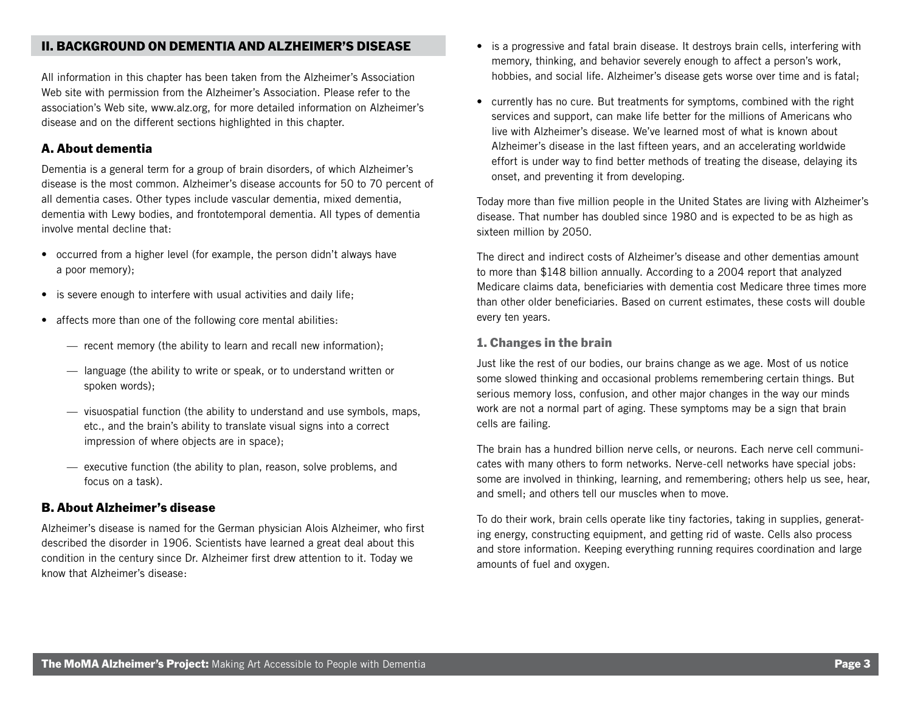## II. BACKGROUND ON DEMENTIA AND ALZHEIMER'S DISEASE

All information in this chapter has been taken from the Alzheimer's Association Web site with permission from the Alzheimer's Association. Please refer to the association's Web site, www.alz.org, for more detailed information on Alzheimer's disease and on the different sections highlighted in this chapter.

### A. About dementia

Dementia is a general term for a group of brain disorders, of which Alzheimer's disease is the most common. Alzheimer's disease accounts for 50 to 70 percent of all dementia cases. Other types include vascular dementia, mixed dementia, dementia with Lewy bodies, and frontotemporal dementia. All types of dementia involve mental decline that:

- occurred from a higher level (for example, the person didn't always have a poor memory);
- is severe enough to interfere with usual activities and daily life;
- affects more than one of the following core mental abilities:
  - recent memory (the ability to learn and recall new information);
  - language (the ability to write or speak, or to understand written or spoken words);
  - visuospatial function (the ability to understand and use symbols, maps, etc., and the brain's ability to translate visual signs into a correct impression of where objects are in space);
  - executive function (the ability to plan, reason, solve problems, and focus on a task).

### B. About Alzheimer's disease

Alzheimer's disease is named for the German physician Alois Alzheimer, who first described the disorder in 1906. Scientists have learned a great deal about this condition in the century since Dr. Alzheimer first drew attention to it. Today we know that Alzheimer's disease:

- is a progressive and fatal brain disease. It destroys brain cells, interfering with memory, thinking, and behavior severely enough to affect a person's work, hobbies, and social life. Alzheimer's disease gets worse over time and is fatal;
- currently has no cure. But treatments for symptoms, combined with the right services and support, can make life better for the millions of Americans who live with Alzheimer's disease. We've learned most of what is known about Alzheimer's disease in the last fifteen years, and an accelerating worldwide effort is under way to find better methods of treating the disease, delaying its onset, and preventing it from developing.

Today more than five million people in the United States are living with Alzheimer's disease. That number has doubled since 1980 and is expected to be as high as sixteen million by 2050.

The direct and indirect costs of Alzheimer's disease and other dementias amount to more than $148 billion annually. According to a 2004 report that analyzed Medicare claims data, beneficiaries with dementia cost Medicare three times more than other older beneficiaries. Based on current estimates, these costs will double every ten years.

#### 1. Changes in the brain

Just like the rest of our bodies, our brains change as we age. Most of us notice some slowed thinking and occasional problems remembering certain things. But serious memory loss, confusion, and other major changes in the way our minds work are not a normal part of aging. These symptoms may be a sign that brain cells are failing.

The brain has a hundred billion nerve cells, or neurons. Each nerve cell communicates with many others to form networks. Nerve-cell networks have special jobs: some are involved in thinking, learning, and remembering; others help us see, hear, and smell; and others tell our muscles when to move.

To do their work, brain cells operate like tiny factories, taking in supplies, generating energy, constructing equipment, and getting rid of waste. Cells also process and store information. Keeping everything running requires coordination and large amounts of fuel and oxygen.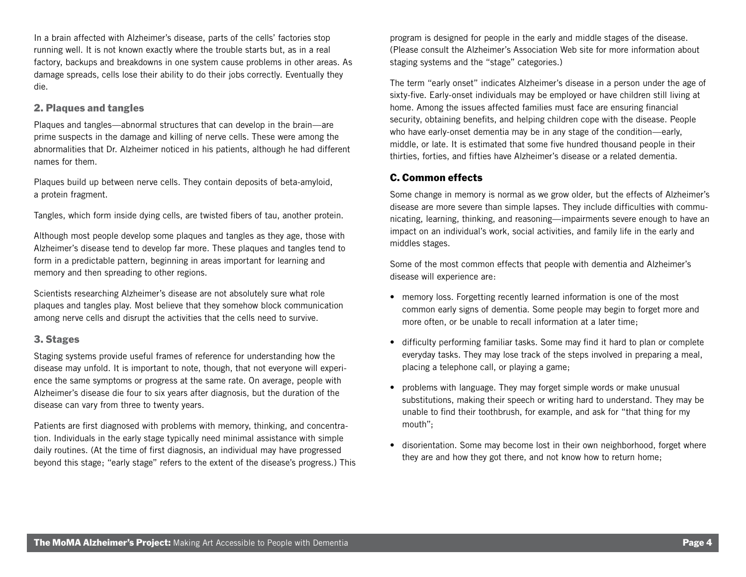In a brain affected with Alzheimer's disease, parts of the cells' factories stop running well. It is not known exactly where the trouble starts but, as in a real factory, backups and breakdowns in one system cause problems in other areas. As damage spreads, cells lose their ability to do their jobs correctly. Eventually they die.

### 2. Plaques and tangles

Plaques and tangles—abnormal structures that can develop in the brain—are prime suspects in the damage and killing of nerve cells. These were among the abnormalities that Dr. Alzheimer noticed in his patients, although he had different names for them.

Plaques build up between nerve cells. They contain deposits of beta-amyloid, a protein fragment.

Tangles, which form inside dying cells, are twisted fibers of tau, another protein.

Although most people develop some plaques and tangles as they age, those with Alzheimer's disease tend to develop far more. These plaques and tangles tend to form in a predictable pattern, beginning in areas important for learning and memory and then spreading to other regions.

Scientists researching Alzheimer's disease are not absolutely sure what role plaques and tangles play. Most believe that they somehow block communication among nerve cells and disrupt the activities that the cells need to survive.

### 3. Stages

Staging systems provide useful frames of reference for understanding how the disease may unfold. It is important to note, though, that not everyone will experience the same symptoms or progress at the same rate. On average, people with Alzheimer's disease die four to six years after diagnosis, but the duration of the disease can vary from three to twenty years.

Patients are first diagnosed with problems with memory, thinking, and concentration. Individuals in the early stage typically need minimal assistance with simple daily routines. (At the time of first diagnosis, an individual may have progressed beyond this stage; "early stage" refers to the extent of the disease's progress.) This program is designed for people in the early and middle stages of the disease. (Please consult the Alzheimer's Association Web site for more information about staging systems and the "stage" categories.)

The term "early onset" indicates Alzheimer's disease in a person under the age of sixty-five. Early-onset individuals may be employed or have children still living at home. Among the issues affected families must face are ensuring financial security, obtaining benefits, and helping children cope with the disease. People who have early-onset dementia may be in any stage of the condition—early, middle, or late. It is estimated that some five hundred thousand people in their thirties, forties, and fifties have Alzheimer's disease or a related dementia.

## C. Common effects

Some change in memory is normal as we grow older, but the effects of Alzheimer's disease are more severe than simple lapses. They include difficulties with communicating, learning, thinking, and reasoning—impairments severe enough to have an impact on an individual's work, social activities, and family life in the early and middles stages.

Some of the most common effects that people with dementia and Alzheimer's disease will experience are:

- memory loss. Forgetting recently learned information is one of the most common early signs of dementia. Some people may begin to forget more and more often, or be unable to recall information at a later time;
- difficulty performing familiar tasks. Some may find it hard to plan or complete everyday tasks. They may lose track of the steps involved in preparing a meal, placing a telephone call, or playing a game;
- problems with language. They may forget simple words or make unusual substitutions, making their speech or writing hard to understand. They may be unable to find their toothbrush, for example, and ask for "that thing for my mouth";
- disorientation. Some may become lost in their own neighborhood, forget where they are and how they got there, and not know how to return home;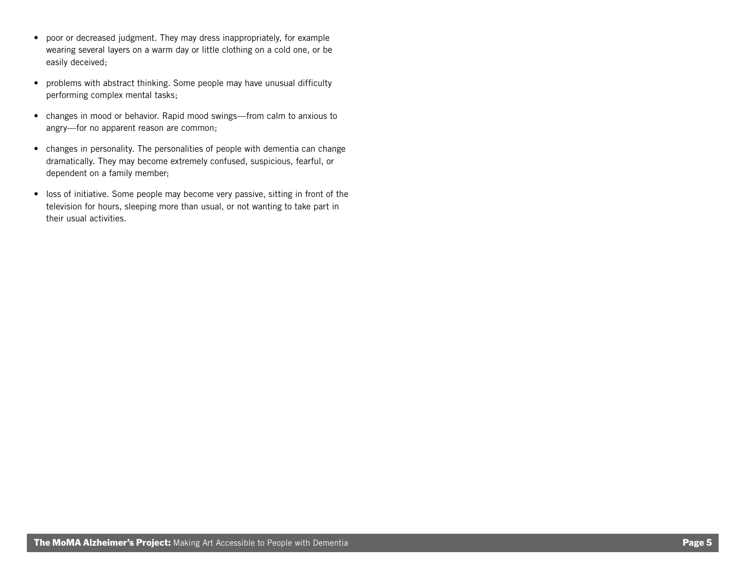- poor or decreased judgment. They may dress inappropriately, for example wearing several layers on a warm day or little clothing on a cold one, or be easily deceived;
- problems with abstract thinking. Some people may have unusual difficulty performing complex mental tasks;
- changes in mood or behavior. Rapid mood swings—from calm to anxious to angry—for no apparent reason are common;
- changes in personality. The personalities of people with dementia can change dramatically. They may become extremely confused, suspicious, fearful, or dependent on a family member;
- loss of initiative. Some people may become very passive, sitting in front of the television for hours, sleeping more than usual, or not wanting to take part in their usual activities.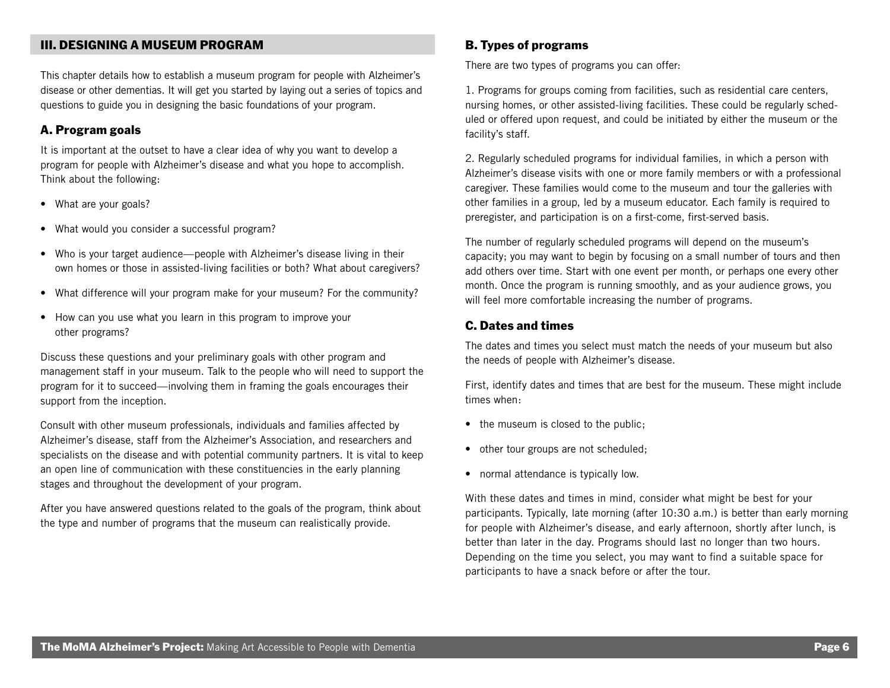## III. DESIGNING A MUSEUM PROGRAM

This chapter details how to establish a museum program for people with Alzheimer's disease or other dementias. It will get you started by laying out a series of topics and questions to guide you in designing the basic foundations of your program.

### A. Program goals

It is important at the outset to have a clear idea of why you want to develop a program for people with Alzheimer's disease and what you hope to accomplish. Think about the following:

- What are your goals?
- What would you consider a successful program?
- Who is your target audience—people with Alzheimer's disease living in their own homes or those in assisted-living facilities or both? What about caregivers?
- What difference will your program make for your museum? For the community?
- How can you use what you learn in this program to improve your other programs?

Discuss these questions and your preliminary goals with other program and management staff in your museum. Talk to the people who will need to support the program for it to succeed—involving them in framing the goals encourages their support from the inception.

Consult with other museum professionals, individuals and families affected by Alzheimer's disease, staff from the Alzheimer's Association, and researchers and specialists on the disease and with potential community partners. It is vital to keep an open line of communication with these constituencies in the early planning stages and throughout the development of your program.

After you have answered questions related to the goals of the program, think about the type and number of programs that the museum can realistically provide.

### B. Types of programs

There are two types of programs you can offer:

1. Programs for groups coming from facilities, such as residential care centers, nursing homes, or other assisted-living facilities. These could be regularly scheduled or offered upon request, and could be initiated by either the museum or the facility's staff.

2. Regularly scheduled programs for individual families, in which a person with Alzheimer's disease visits with one or more family members or with a professional caregiver. These families would come to the museum and tour the galleries with other families in a group, led by a museum educator. Each family is required to preregister, and participation is on a first-come, first-served basis.

The number of regularly scheduled programs will depend on the museum's capacity; you may want to begin by focusing on a small number of tours and then add others over time. Start with one event per month, or perhaps one every other month. Once the program is running smoothly, and as your audience grows, you will feel more comfortable increasing the number of programs.

### C. Dates and times

The dates and times you select must match the needs of your museum but also the needs of people with Alzheimer's disease.

First, identify dates and times that are best for the museum. These might include times when:

- the museum is closed to the public;
- other tour groups are not scheduled;
- normal attendance is typically low.

With these dates and times in mind, consider what might be best for your participants. Typically, late morning (after 10:30 a.m.) is better than early morning for people with Alzheimer's disease, and early afternoon, shortly after lunch, is better than later in the day. Programs should last no longer than two hours. Depending on the time you select, you may want to find a suitable space for participants to have a snack before or after the tour.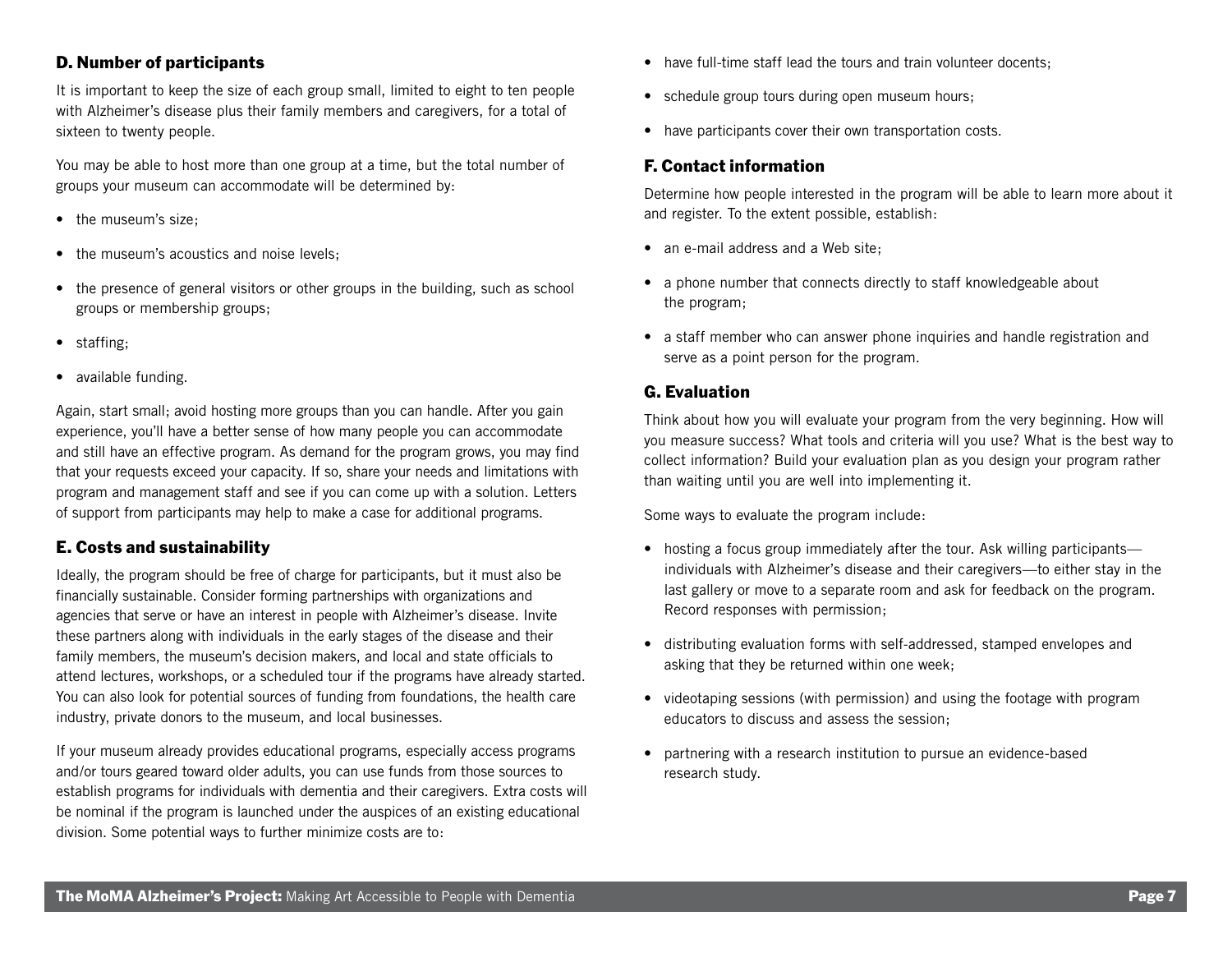### D. Number of participants

It is important to keep the size of each group small, limited to eight to ten people with Alzheimer's disease plus their family members and caregivers, for a total of sixteen to twenty people.

You may be able to host more than one group at a time, but the total number of groups your museum can accommodate will be determined by:

- the museum's size;
- the museum's acoustics and noise levels;
- the presence of general visitors or other groups in the building, such as school groups or membership groups;
- staffing;
- available funding.

Again, start small; avoid hosting more groups than you can handle. After you gain experience, you'll have a better sense of how many people you can accommodate and still have an effective program. As demand for the program grows, you may find that your requests exceed your capacity. If so, share your needs and limitations with program and management staff and see if you can come up with a solution. Letters of support from participants may help to make a case for additional programs.

### E. Costs and sustainability

Ideally, the program should be free of charge for participants, but it must also be financially sustainable. Consider forming partnerships with organizations and agencies that serve or have an interest in people with Alzheimer's disease. Invite these partners along with individuals in the early stages of the disease and their family members, the museum's decision makers, and local and state officials to attend lectures, workshops, or a scheduled tour if the programs have already started. You can also look for potential sources of funding from foundations, the health care industry, private donors to the museum, and local businesses.

If your museum already provides educational programs, especially access programs and/or tours geared toward older adults, you can use funds from those sources to establish programs for individuals with dementia and their caregivers. Extra costs will be nominal if the program is launched under the auspices of an existing educational division. Some potential ways to further minimize costs are to:

- have full-time staff lead the tours and train volunteer docents;
- schedule group tours during open museum hours;
- have participants cover their own transportation costs.

### F. Contact information

Determine how people interested in the program will be able to learn more about it and register. To the extent possible, establish:

- an e-mail address and a Web site;
- a phone number that connects directly to staff knowledgeable about the program;
- a staff member who can answer phone inquiries and handle registration and serve as a point person for the program.

### G. Evaluation

Think about how you will evaluate your program from the very beginning. How will you measure success? What tools and criteria will you use? What is the best way to collect information? Build your evaluation plan as you design your program rather than waiting until you are well into implementing it.

Some ways to evaluate the program include:

- hosting a focus group immediately after the tour. Ask willing participants—individuals with Alzheimer's disease and their caregivers—to either stay in the last gallery or move to a separate room and ask for feedback on the program. Record responses with permission;
- distributing evaluation forms with self-addressed, stamped envelopes and asking that they be returned within one week;
- videotaping sessions (with permission) and using the footage with program educators to discuss and assess the session;
- partnering with a research institution to pursue an evidence-based research study.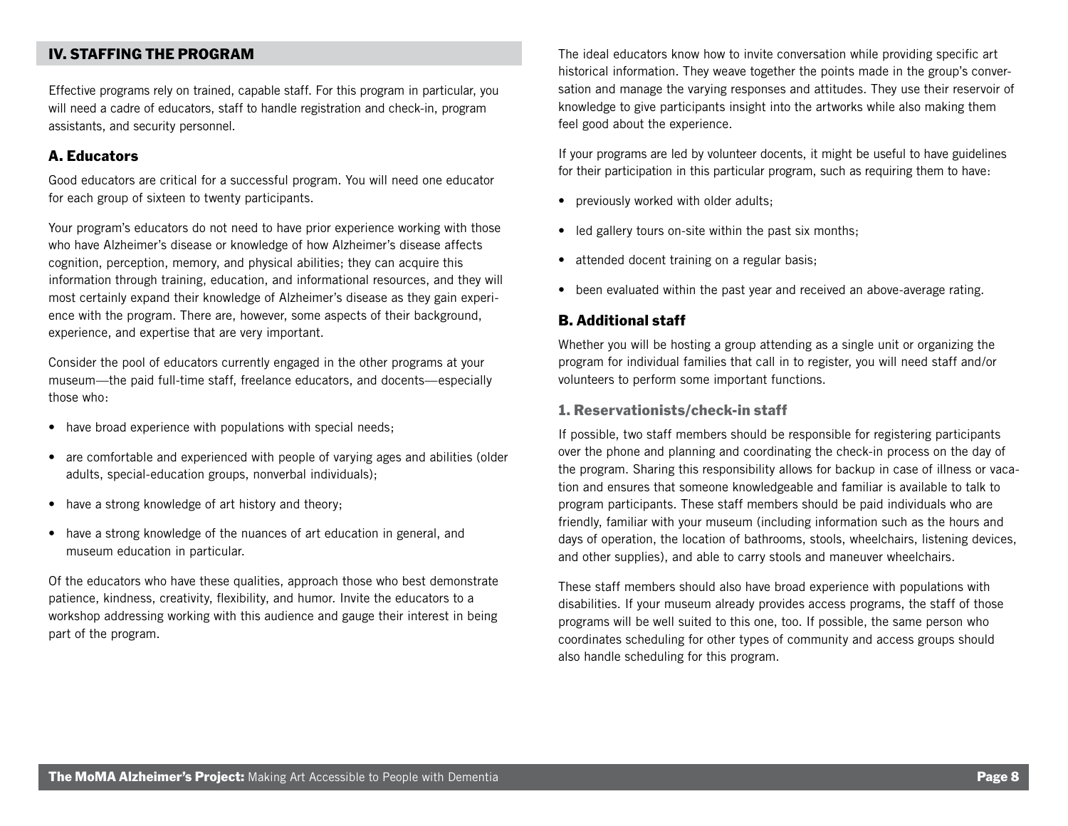## IV. STAFFING THE PROGRAM

Effective programs rely on trained, capable staff. For this program in particular, you will need a cadre of educators, staff to handle registration and check-in, program assistants, and security personnel.

### A. Educators

Good educators are critical for a successful program. You will need one educator for each group of sixteen to twenty participants.

Your program's educators do not need to have prior experience working with those who have Alzheimer's disease or knowledge of how Alzheimer's disease affects cognition, perception, memory, and physical abilities; they can acquire this information through training, education, and informational resources, and they will most certainly expand their knowledge of Alzheimer's disease as they gain experience with the program. There are, however, some aspects of their background, experience, and expertise that are very important.

Consider the pool of educators currently engaged in the other programs at your museum—the paid full-time staff, freelance educators, and docents—especially those who:

- have broad experience with populations with special needs;
- are comfortable and experienced with people of varying ages and abilities (older adults, special-education groups, nonverbal individuals);
- have a strong knowledge of art history and theory;
- have a strong knowledge of the nuances of art education in general, and museum education in particular.

Of the educators who have these qualities, approach those who best demonstrate patience, kindness, creativity, flexibility, and humor. Invite the educators to a workshop addressing working with this audience and gauge their interest in being part of the program.

The ideal educators know how to invite conversation while providing specific art historical information. They weave together the points made in the group's conversation and manage the varying responses and attitudes. They use their reservoir of knowledge to give participants insight into the artworks while also making them feel good about the experience.

If your programs are led by volunteer docents, it might be useful to have guidelines for their participation in this particular program, such as requiring them to have:

- previously worked with older adults;
- led gallery tours on-site within the past six months;
- attended docent training on a regular basis;
- been evaluated within the past year and received an above-average rating.

### B. Additional staff

Whether you will be hosting a group attending as a single unit or organizing the program for individual families that call in to register, you will need staff and/or volunteers to perform some important functions.

#### 1. Reservationists/check-in staff

If possible, two staff members should be responsible for registering participants over the phone and planning and coordinating the check-in process on the day of the program. Sharing this responsibility allows for backup in case of illness or vacation and ensures that someone knowledgeable and familiar is available to talk to program participants. These staff members should be paid individuals who are friendly, familiar with your museum (including information such as the hours and days of operation, the location of bathrooms, stools, wheelchairs, listening devices, and other supplies), and able to carry stools and maneuver wheelchairs.

These staff members should also have broad experience with populations with disabilities. If your museum already provides access programs, the staff of those programs will be well suited to this one, too. If possible, the same person who coordinates scheduling for other types of community and access groups should also handle scheduling for this program.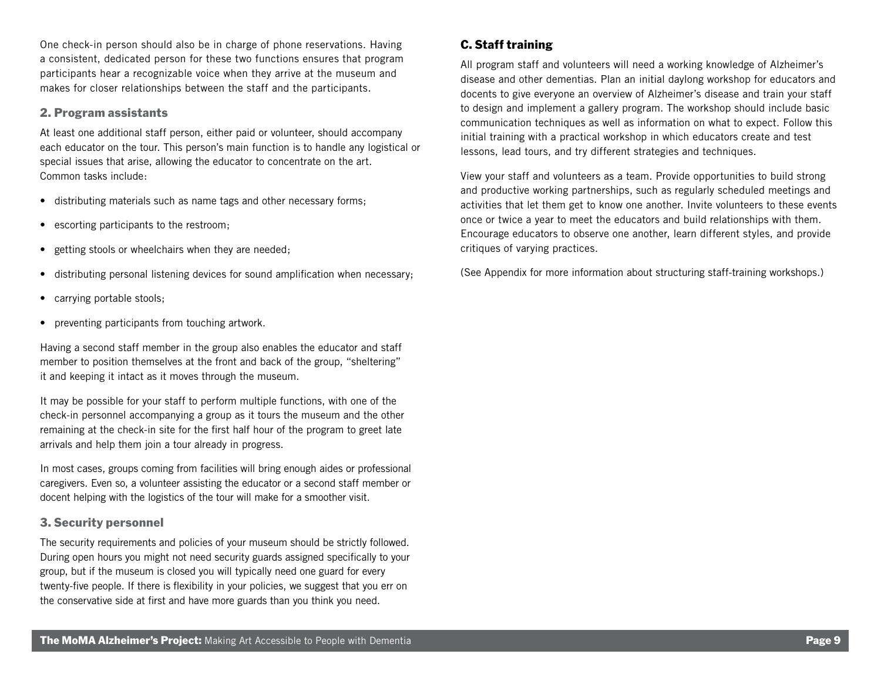One check-in person should also be in charge of phone reservations. Having a consistent, dedicated person for these two functions ensures that program participants hear a recognizable voice when they arrive at the museum and makes for closer relationships between the staff and the participants.

### 2. Program assistants

At least one additional staff person, either paid or volunteer, should accompany each educator on the tour. This person's main function is to handle any logistical or special issues that arise, allowing the educator to concentrate on the art. Common tasks include:

- distributing materials such as name tags and other necessary forms;
- escorting participants to the restroom;
- getting stools or wheelchairs when they are needed;
- distributing personal listening devices for sound amplification when necessary;
- carrying portable stools;
- preventing participants from touching artwork.

Having a second staff member in the group also enables the educator and staff member to position themselves at the front and back of the group, "sheltering" it and keeping it intact as it moves through the museum.

It may be possible for your staff to perform multiple functions, with one of the check-in personnel accompanying a group as it tours the museum and the other remaining at the check-in site for the first half hour of the program to greet late arrivals and help them join a tour already in progress.

In most cases, groups coming from facilities will bring enough aides or professional caregivers. Even so, a volunteer assisting the educator or a second staff member or docent helping with the logistics of the tour will make for a smoother visit.

### 3. Security personnel

The security requirements and policies of your museum should be strictly followed. During open hours you might not need security guards assigned specifically to your group, but if the museum is closed you will typically need one guard for every twenty-five people. If there is flexibility in your policies, we suggest that you err on the conservative side at first and have more guards than you think you need.

## C. Staff training

All program staff and volunteers will need a working knowledge of Alzheimer's disease and other dementias. Plan an initial daylong workshop for educators and docents to give everyone an overview of Alzheimer's disease and train your staff to design and implement a gallery program. The workshop should include basic communication techniques as well as information on what to expect. Follow this initial training with a practical workshop in which educators create and test lessons, lead tours, and try different strategies and techniques.

View your staff and volunteers as a team. Provide opportunities to build strong and productive working partnerships, such as regularly scheduled meetings and activities that let them get to know one another. Invite volunteers to these events once or twice a year to meet the educators and build relationships with them. Encourage educators to observe one another, learn different styles, and provide critiques of varying practices.

(See Appendix for more information about structuring staff-training workshops.)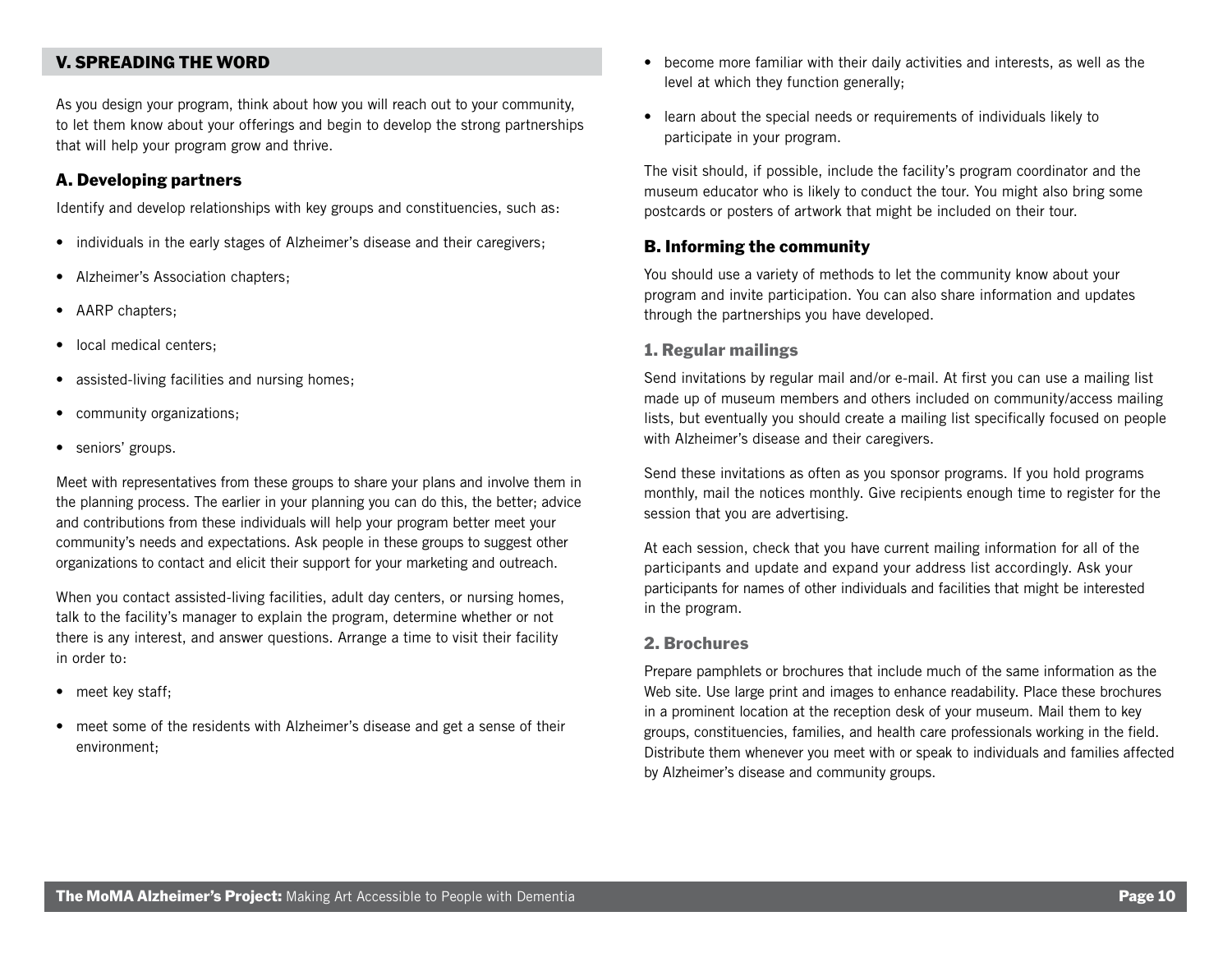## V. SPREADING THE WORD

As you design your program, think about how you will reach out to your community, to let them know about your offerings and begin to develop the strong partnerships that will help your program grow and thrive.

### A. Developing partners

Identify and develop relationships with key groups and constituencies, such as:

- individuals in the early stages of Alzheimer's disease and their caregivers;
- Alzheimer's Association chapters;
- AARP chapters;
- local medical centers;
- assisted-living facilities and nursing homes;
- community organizations;
- seniors' groups.

Meet with representatives from these groups to share your plans and involve them in the planning process. The earlier in your planning you can do this, the better; advice and contributions from these individuals will help your program better meet your community's needs and expectations. Ask people in these groups to suggest other organizations to contact and elicit their support for your marketing and outreach.

When you contact assisted-living facilities, adult day centers, or nursing homes, talk to the facility's manager to explain the program, determine whether or not there is any interest, and answer questions. Arrange a time to visit their facility in order to:

- meet key staff;
- meet some of the residents with Alzheimer's disease and get a sense of their environment;
- become more familiar with their daily activities and interests, as well as the level at which they function generally;
- learn about the special needs or requirements of individuals likely to participate in your program.

The visit should, if possible, include the facility's program coordinator and the museum educator who is likely to conduct the tour. You might also bring some postcards or posters of artwork that might be included on their tour.

### B. Informing the community

You should use a variety of methods to let the community know about your program and invite participation. You can also share information and updates through the partnerships you have developed.

#### 1. Regular mailings

Send invitations by regular mail and/or e-mail. At first you can use a mailing list made up of museum members and others included on community/access mailing lists, but eventually you should create a mailing list specifically focused on people with Alzheimer's disease and their caregivers.

Send these invitations as often as you sponsor programs. If you hold programs monthly, mail the notices monthly. Give recipients enough time to register for the session that you are advertising.

At each session, check that you have current mailing information for all of the participants and update and expand your address list accordingly. Ask your participants for names of other individuals and facilities that might be interested in the program.

#### 2. Brochures

Prepare pamphlets or brochures that include much of the same information as the Web site. Use large print and images to enhance readability. Place these brochures in a prominent location at the reception desk of your museum. Mail them to key groups, constituencies, families, and health care professionals working in the field. Distribute them whenever you meet with or speak to individuals and families affected by Alzheimer's disease and community groups.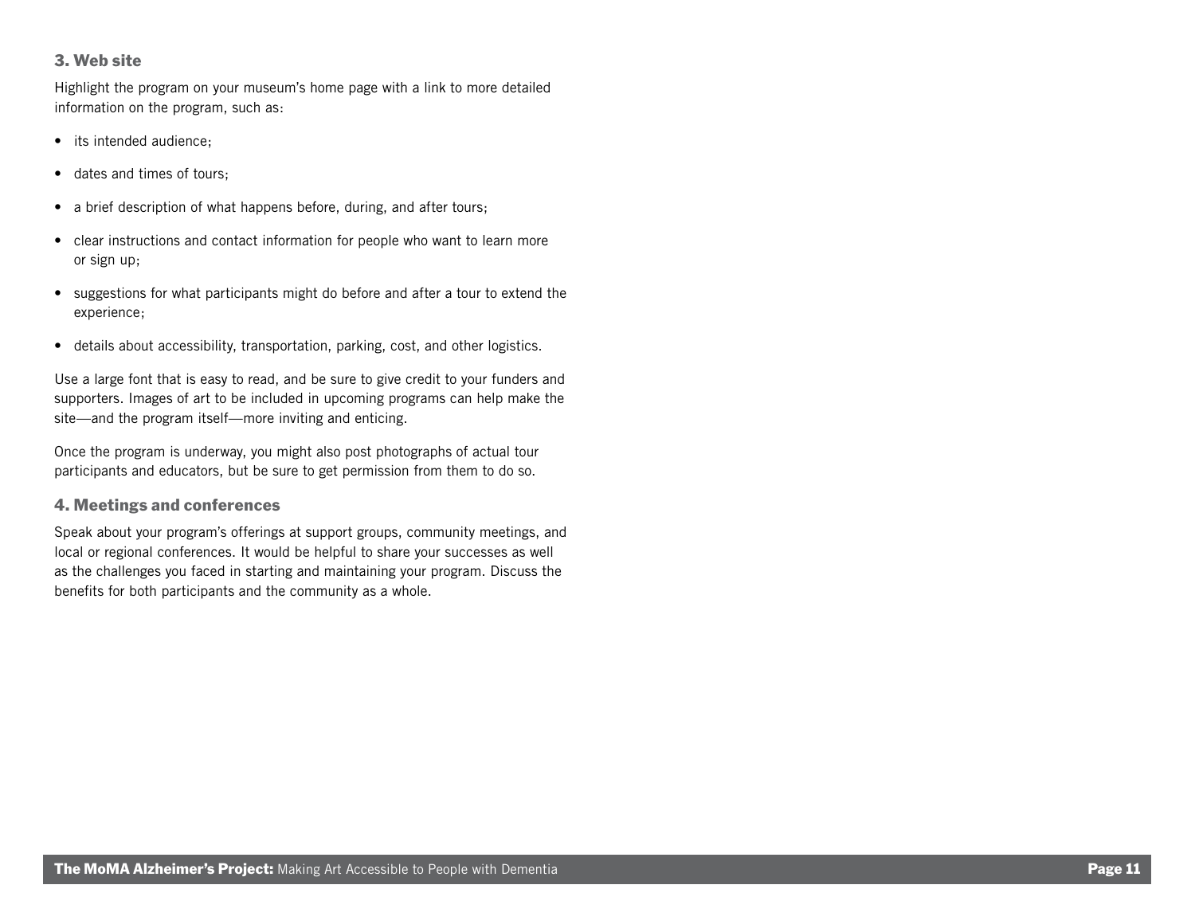### 3. Web site

Highlight the program on your museum's home page with a link to more detailed information on the program, such as:

- its intended audience;
- dates and times of tours;
- a brief description of what happens before, during, and after tours;
- clear instructions and contact information for people who want to learn more or sign up;
- suggestions for what participants might do before and after a tour to extend the experience;
- details about accessibility, transportation, parking, cost, and other logistics.

Use a large font that is easy to read, and be sure to give credit to your funders and supporters. Images of art to be included in upcoming programs can help make the site—and the program itself—more inviting and enticing.

Once the program is underway, you might also post photographs of actual tour participants and educators, but be sure to get permission from them to do so.

### 4. Meetings and conferences

Speak about your program's offerings at support groups, community meetings, and local or regional conferences. It would be helpful to share your successes as well as the challenges you faced in starting and maintaining your program. Discuss the benefits for both participants and the community as a whole.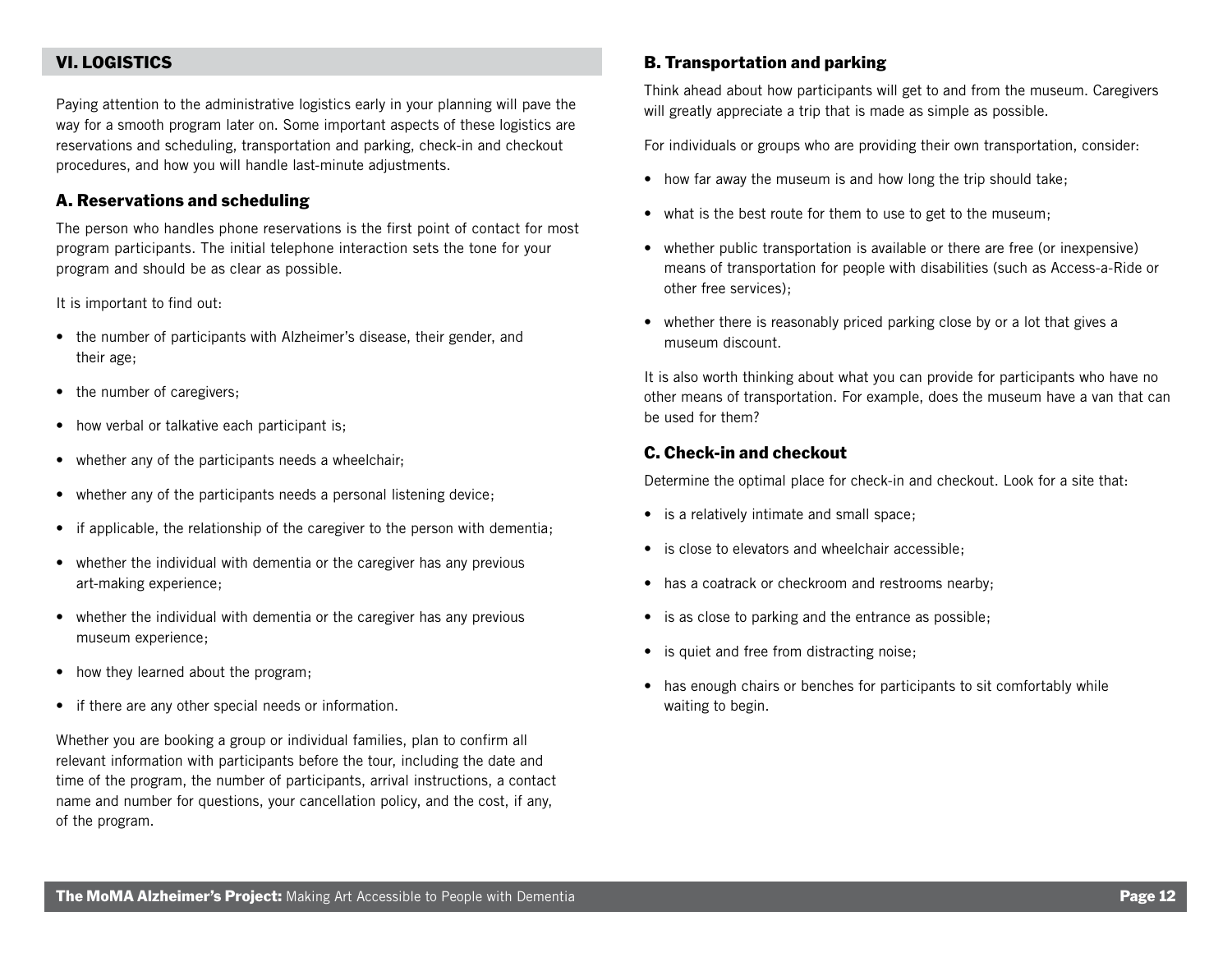## VI. LOGISTICS

Paying attention to the administrative logistics early in your planning will pave the way for a smooth program later on. Some important aspects of these logistics are reservations and scheduling, transportation and parking, check-in and checkout procedures, and how you will handle last-minute adjustments.

### A. Reservations and scheduling

The person who handles phone reservations is the first point of contact for most program participants. The initial telephone interaction sets the tone for your program and should be as clear as possible.

It is important to find out:

- the number of participants with Alzheimer's disease, their gender, and their age;
- the number of caregivers;
- how verbal or talkative each participant is;
- whether any of the participants needs a wheelchair;
- whether any of the participants needs a personal listening device;
- if applicable, the relationship of the caregiver to the person with dementia;
- whether the individual with dementia or the caregiver has any previous art-making experience;
- whether the individual with dementia or the caregiver has any previous museum experience;
- how they learned about the program;
- if there are any other special needs or information.

Whether you are booking a group or individual families, plan to confirm all relevant information with participants before the tour, including the date and time of the program, the number of participants, arrival instructions, a contact name and number for questions, your cancellation policy, and the cost, if any, of the program.

### B. Transportation and parking

Think ahead about how participants will get to and from the museum. Caregivers will greatly appreciate a trip that is made as simple as possible.

For individuals or groups who are providing their own transportation, consider:

- how far away the museum is and how long the trip should take;
- what is the best route for them to use to get to the museum;
- whether public transportation is available or there are free (or inexpensive) means of transportation for people with disabilities (such as Access-a-Ride or other free services);
- whether there is reasonably priced parking close by or a lot that gives a museum discount.

It is also worth thinking about what you can provide for participants who have no other means of transportation. For example, does the museum have a van that can be used for them?

### C. Check-in and checkout

Determine the optimal place for check-in and checkout. Look for a site that:

- is a relatively intimate and small space;
- is close to elevators and wheelchair accessible;
- has a coatrack or checkroom and restrooms nearby;
- is as close to parking and the entrance as possible;
- is quiet and free from distracting noise;
- has enough chairs or benches for participants to sit comfortably while waiting to begin.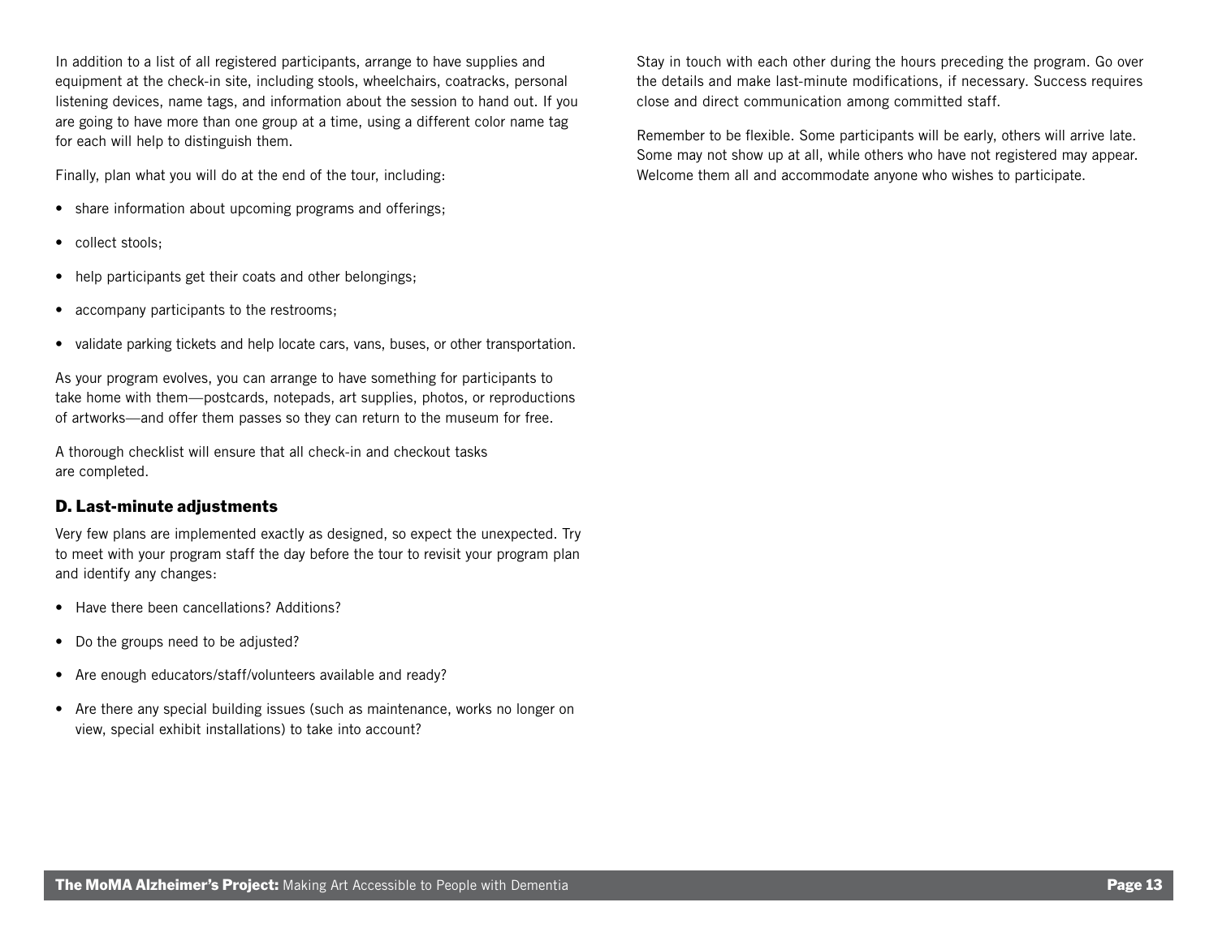In addition to a list of all registered participants, arrange to have supplies and equipment at the check-in site, including stools, wheelchairs, coatracks, personal listening devices, name tags, and information about the session to hand out. If you are going to have more than one group at a time, using a different color name tag for each will help to distinguish them.

Finally, plan what you will do at the end of the tour, including:

- share information about upcoming programs and offerings;
- collect stools;
- help participants get their coats and other belongings;
- accompany participants to the restrooms;
- validate parking tickets and help locate cars, vans, buses, or other transportation.

As your program evolves, you can arrange to have something for participants to take home with them—postcards, notepads, art supplies, photos, or reproductions of artworks—and offer them passes so they can return to the museum for free.

A thorough checklist will ensure that all check-in and checkout tasks are completed.

### D. Last-minute adjustments

Very few plans are implemented exactly as designed, so expect the unexpected. Try to meet with your program staff the day before the tour to revisit your program plan and identify any changes:

- Have there been cancellations? Additions?
- Do the groups need to be adjusted?
- Are enough educators/staff/volunteers available and ready?
- Are there any special building issues (such as maintenance, works no longer on view, special exhibit installations) to take into account?

Stay in touch with each other during the hours preceding the program. Go over the details and make last-minute modifications, if necessary. Success requires close and direct communication among committed staff.

Remember to be flexible. Some participants will be early, others will arrive late. Some may not show up at all, while others who have not registered may appear. Welcome them all and accommodate anyone who wishes to participate.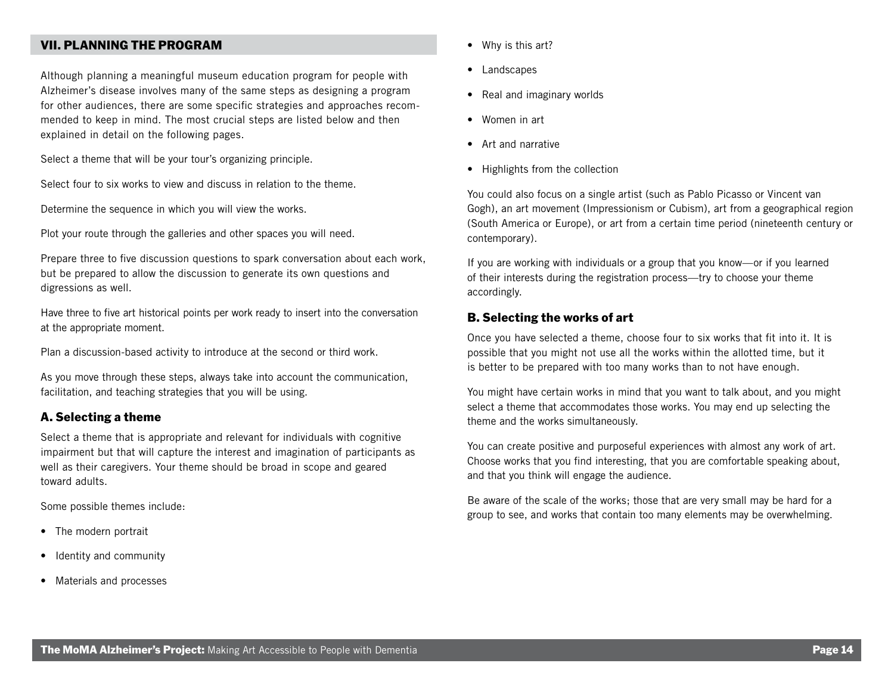## VII. PLANNING THE PROGRAM

Although planning a meaningful museum education program for people with Alzheimer's disease involves many of the same steps as designing a program for other audiences, there are some specific strategies and approaches recommended to keep in mind. The most crucial steps are listed below and then explained in detail on the following pages.

Select a theme that will be your tour's organizing principle.

Select four to six works to view and discuss in relation to the theme.

Determine the sequence in which you will view the works.

Plot your route through the galleries and other spaces you will need.

Prepare three to five discussion questions to spark conversation about each work, but be prepared to allow the discussion to generate its own questions and digressions as well.

Have three to five art historical points per work ready to insert into the conversation at the appropriate moment.

Plan a discussion-based activity to introduce at the second or third work.

As you move through these steps, always take into account the communication, facilitation, and teaching strategies that you will be using.

### A. Selecting a theme

Select a theme that is appropriate and relevant for individuals with cognitive impairment but that will capture the interest and imagination of participants as well as their caregivers. Your theme should be broad in scope and geared toward adults.

Some possible themes include:

- The modern portrait
- Identity and community
- Materials and processes
- Why is this art?
- Landscapes
- Real and imaginary worlds
- Women in art
- Art and narrative
- Highlights from the collection

You could also focus on a single artist (such as Pablo Picasso or Vincent van Gogh), an art movement (Impressionism or Cubism), art from a geographical region (South America or Europe), or art from a certain time period (nineteenth century or contemporary).

If you are working with individuals or a group that you know—or if you learned of their interests during the registration process—try to choose your theme accordingly.

### B. Selecting the works of art

Once you have selected a theme, choose four to six works that fit into it. It is possible that you might not use all the works within the allotted time, but it is better to be prepared with too many works than to not have enough.

You might have certain works in mind that you want to talk about, and you might select a theme that accommodates those works. You may end up selecting the theme and the works simultaneously.

You can create positive and purposeful experiences with almost any work of art. Choose works that you find interesting, that you are comfortable speaking about, and that you think will engage the audience.

Be aware of the scale of the works; those that are very small may be hard for a group to see, and works that contain too many elements may be overwhelming.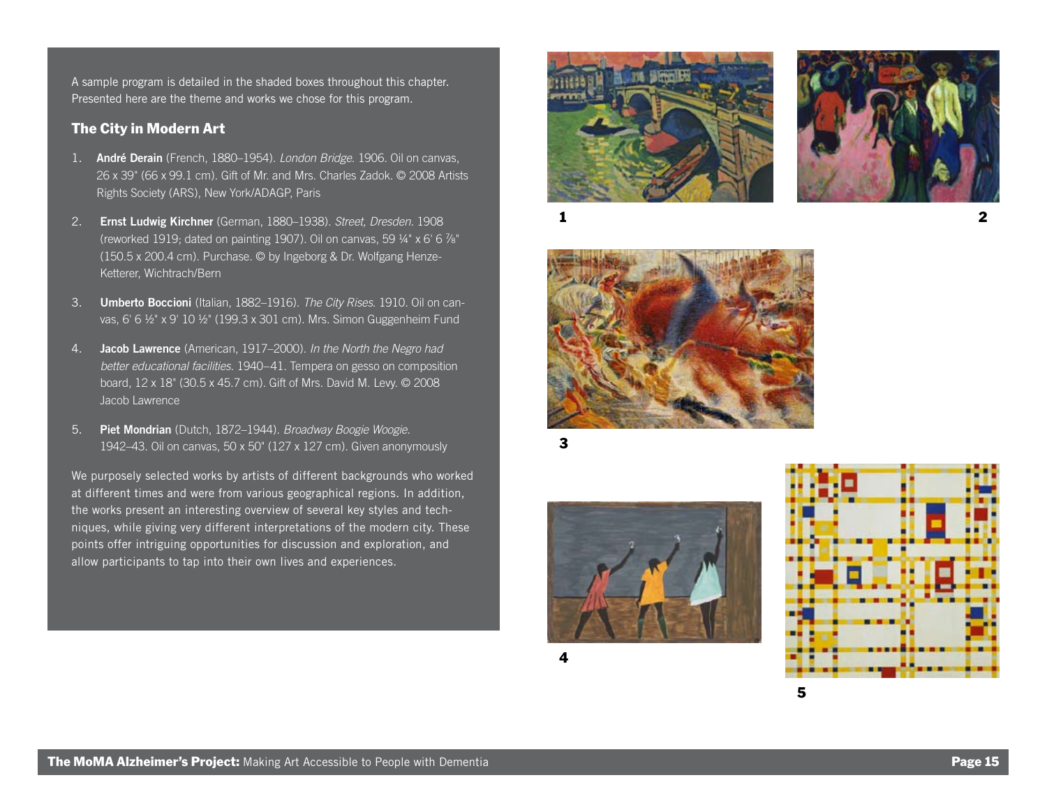A sample program is detailed in the shaded boxes throughout this chapter. Presented here are the theme and works we chose for this program.

### The City in Modern Art

1. **André Derain** (French, 1880–1954). *London Bridge*. 1906. Oil on canvas, 26 x 39" (66 x 99.1 cm). Gift of Mr. and Mrs. Charles Zadok. © 2008 Artists Rights Society (ARS), New York/ADAGP, Paris

2. **Ernst Ludwig Kirchner** (German, 1880–1938). *Street, Dresden*. 1908 (reworked 1919; dated on painting 1907). Oil on canvas, 59 ¼" x 6' 6 ⅞" (150.5 x 200.4 cm). Purchase. © by Ingeborg & Dr. Wolfgang Henze-Ketterer, Wichtrach/Bern

3. **Umberto Boccioni** (Italian, 1882–1916). *The City Rises*. 1910. Oil on canvas, 6' 6 ½" x 9' 10 ½" (199.3 x 301 cm). Mrs. Simon Guggenheim Fund

4. **Jacob Lawrence** (American, 1917–2000). *In the North the Negro had better educational facilities*. 1940–41. Tempera on gesso on composition board, 12 x 18" (30.5 x 45.7 cm). Gift of Mrs. David M. Levy. © 2008 Jacob Lawrence

5. **Piet Mondrian** (Dutch, 1872–1944). *Broadway Boogie Woogie*. 1942–43. Oil on canvas, 50 x 50" (127 x 127 cm). Given anonymously

We purposely selected works by artists of different backgrounds who worked at different times and were from various geographical regions. In addition, the works present an interesting overview of several key styles and techniques, while giving very different interpretations of the modern city. These points offer intriguing opportunities for discussion and exploration, and allow participants to tap into their own lives and experiences.

1

2

3

4

5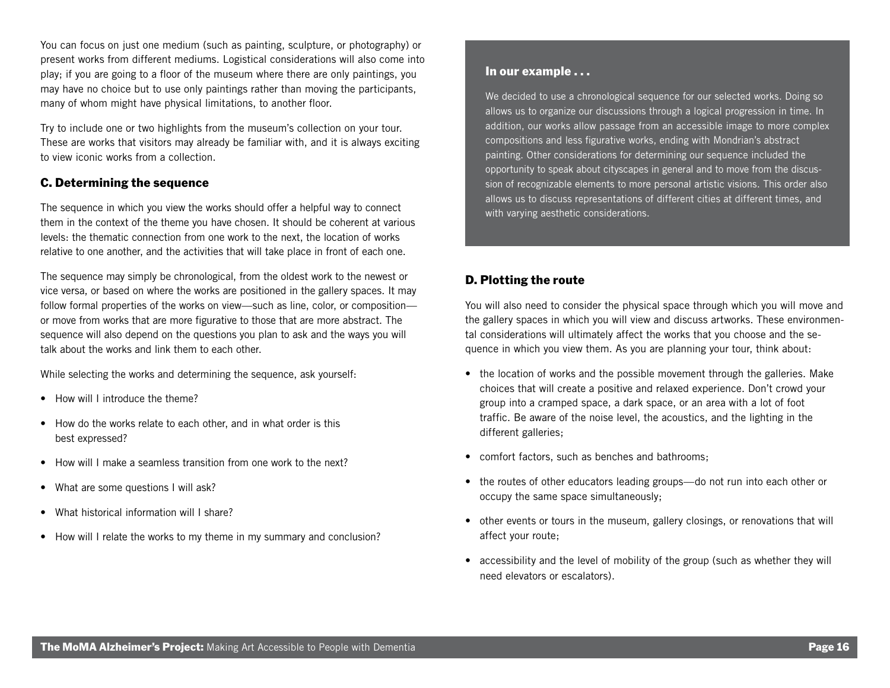You can focus on just one medium (such as painting, sculpture, or photography) or present works from different mediums. Logistical considerations will also come into play; if you are going to a floor of the museum where there are only paintings, you may have no choice but to use only paintings rather than moving the participants, many of whom might have physical limitations, to another floor.

Try to include one or two highlights from the museum's collection on your tour. These are works that visitors may already be familiar with, and it is always exciting to view iconic works from a collection.

### C. Determining the sequence

The sequence in which you view the works should offer a helpful way to connect them in the context of the theme you have chosen. It should be coherent at various levels: the thematic connection from one work to the next, the location of works relative to one another, and the activities that will take place in front of each one.

The sequence may simply be chronological, from the oldest work to the newest or vice versa, or based on where the works are positioned in the gallery spaces. It may follow formal properties of the works on view—such as line, color, or composition—or move from works that are more figurative to those that are more abstract. The sequence will also depend on the questions you plan to ask and the ways you will talk about the works and link them to each other.

While selecting the works and determining the sequence, ask yourself:

- How will I introduce the theme?
- How do the works relate to each other, and in what order is this best expressed?
- How will I make a seamless transition from one work to the next?
- What are some questions I will ask?
- What historical information will I share?
- How will I relate the works to my theme in my summary and conclusion?

**In our example . . .**

We decided to use a chronological sequence for our selected works. Doing so allows us to organize our discussions through a logical progression in time. In addition, our works allow passage from an accessible image to more complex compositions and less figurative works, ending with Mondrian's abstract painting. Other considerations for determining our sequence included the opportunity to speak about cityscapes in general and to move from the discussion of recognizable elements to more personal artistic visions. This order also allows us to discuss representations of different cities at different times, and with varying aesthetic considerations.

### D. Plotting the route

You will also need to consider the physical space through which you will move and the gallery spaces in which you will view and discuss artworks. These environmental considerations will ultimately affect the works that you choose and the sequence in which you view them. As you are planning your tour, think about:

- the location of works and the possible movement through the galleries. Make choices that will create a positive and relaxed experience. Don't crowd your group into a cramped space, a dark space, or an area with a lot of foot traffic. Be aware of the noise level, the acoustics, and the lighting in the different galleries;
- comfort factors, such as benches and bathrooms;
- the routes of other educators leading groups—do not run into each other or occupy the same space simultaneously;
- other events or tours in the museum, gallery closings, or renovations that will affect your route;
- accessibility and the level of mobility of the group (such as whether they will need elevators or escalators).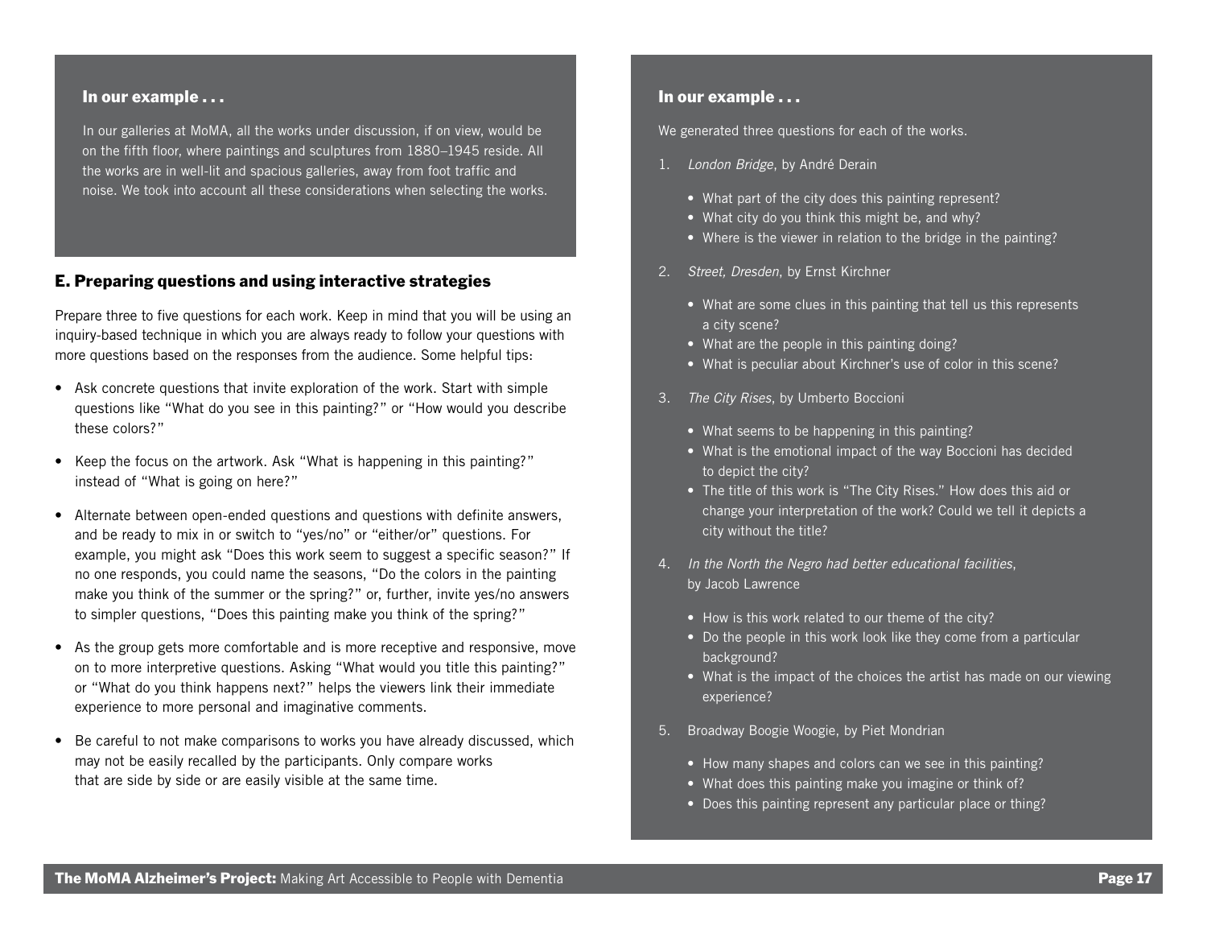### In our example . . .

In our galleries at MoMA, all the works under discussion, if on view, would be on the fifth floor, where paintings and sculptures from 1880–1945 reside. All the works are in well-lit and spacious galleries, away from foot traffic and noise. We took into account all these considerations when selecting the works.

## E. Preparing questions and using interactive strategies

Prepare three to five questions for each work. Keep in mind that you will be using an inquiry-based technique in which you are always ready to follow your questions with more questions based on the responses from the audience. Some helpful tips:

- Ask concrete questions that invite exploration of the work. Start with simple questions like "What do you see in this painting?" or "How would you describe these colors?"
- Keep the focus on the artwork. Ask "What is happening in this painting?" instead of "What is going on here?"
- Alternate between open-ended questions and questions with definite answers, and be ready to mix in or switch to "yes/no" or "either/or" questions. For example, you might ask "Does this work seem to suggest a specific season?" If no one responds, you could name the seasons, "Do the colors in the painting make you think of the summer or the spring?" or, further, invite yes/no answers to simpler questions, "Does this painting make you think of the spring?"
- As the group gets more comfortable and is more receptive and responsive, move on to more interpretive questions. Asking "What would you title this painting?" or "What do you think happens next?" helps the viewers link their immediate experience to more personal and imaginative comments.
- Be careful to not make comparisons to works you have already discussed, which may not be easily recalled by the participants. Only compare works that are side by side or are easily visible at the same time.

### In our example . . .

We generated three questions for each of the works.

1. *London Bridge*, by André Derain
   - What part of the city does this painting represent?
   - What city do you think this might be, and why?
   - Where is the viewer in relation to the bridge in the painting?
2. *Street, Dresden*, by Ernst Kirchner
   - What are some clues in this painting that tell us this represents a city scene?
   - What are the people in this painting doing?
   - What is peculiar about Kirchner's use of color in this scene?
3. *The City Rises*, by Umberto Boccioni
   - What seems to be happening in this painting?
   - What is the emotional impact of the way Boccioni has decided to depict the city?
   - The title of this work is "The City Rises." How does this aid or change your interpretation of the work? Could we tell it depicts a city without the title?
4. *In the North the Negro had better educational facilities*, by Jacob Lawrence
   - How is this work related to our theme of the city?
   - Do the people in this work look like they come from a particular background?
   - What is the impact of the choices the artist has made on our viewing experience?
5. Broadway Boogie Woogie, by Piet Mondrian
   - How many shapes and colors can we see in this painting?
   - What does this painting make you imagine or think of?
   - Does this painting represent any particular place or thing?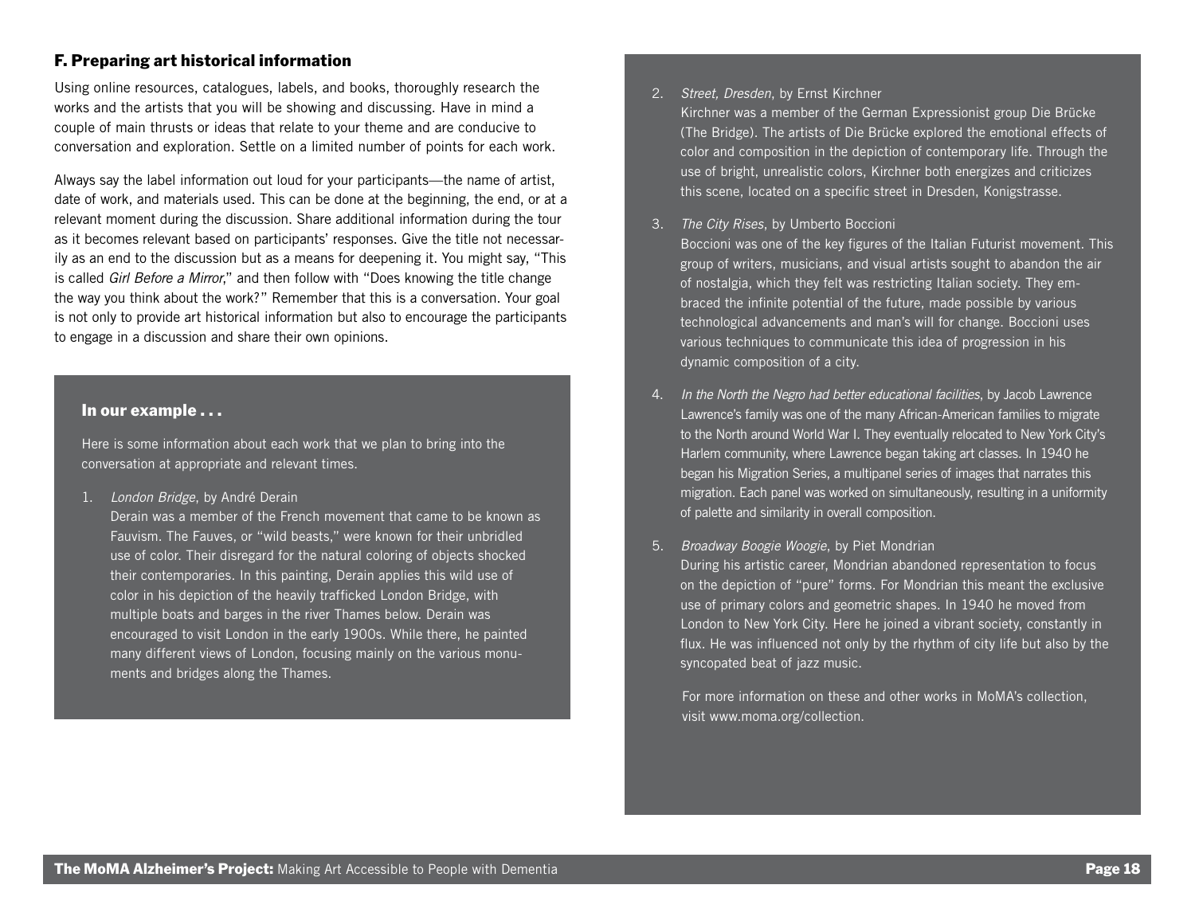### F. Preparing art historical information

Using online resources, catalogues, labels, and books, thoroughly research the works and the artists that you will be showing and discussing. Have in mind a couple of main thrusts or ideas that relate to your theme and are conducive to conversation and exploration. Settle on a limited number of points for each work.

Always say the label information out loud for your participants—the name of artist, date of work, and materials used. This can be done at the beginning, the end, or at a relevant moment during the discussion. Share additional information during the tour as it becomes relevant based on participants' responses. Give the title not necessarily as an end to the discussion but as a means for deepening it. You might say, "This is called *Girl Before a Mirror*," and then follow with "Does knowing the title change the way you think about the work?" Remember that this is a conversation. Your goal is not only to provide art historical information but also to encourage the participants to engage in a discussion and share their own opinions.

#### In our example . . .

Here is some information about each work that we plan to bring into the conversation at appropriate and relevant times.

1. *London Bridge*, by André Derain
   Derain was a member of the French movement that came to be known as Fauvism. The Fauves, or "wild beasts," were known for their unbridled use of color. Their disregard for the natural coloring of objects shocked their contemporaries. In this painting, Derain applies this wild use of color in his depiction of the heavily trafficked London Bridge, with multiple boats and barges in the river Thames below. Derain was encouraged to visit London in the early 1900s. While there, he painted many different views of London, focusing mainly on the various monuments and bridges along the Thames.

2. *Street, Dresden*, by Ernst Kirchner
   Kirchner was a member of the German Expressionist group Die Brücke (The Bridge). The artists of Die Brücke explored the emotional effects of color and composition in the depiction of contemporary life. Through the use of bright, unrealistic colors, Kirchner both energizes and criticizes this scene, located on a specific street in Dresden, Konigstrasse.

3. *The City Rises*, by Umberto Boccioni
   Boccioni was one of the key figures of the Italian Futurist movement. This group of writers, musicians, and visual artists sought to abandon the air of nostalgia, which they felt was restricting Italian society. They embraced the infinite potential of the future, made possible by various technological advancements and man's will for change. Boccioni uses various techniques to communicate this idea of progression in his dynamic composition of a city.

4. *In the North the Negro had better educational facilities*, by Jacob Lawrence
   Lawrence's family was one of the many African-American families to migrate to the North around World War I. They eventually relocated to New York City's Harlem community, where Lawrence began taking art classes. In 1940 he began his Migration Series, a multipanel series of images that narrates this migration. Each panel was worked on simultaneously, resulting in a uniformity of palette and similarity in overall composition.

5. *Broadway Boogie Woogie*, by Piet Mondrian
   During his artistic career, Mondrian abandoned representation to focus on the depiction of "pure" forms. For Mondrian this meant the exclusive use of primary colors and geometric shapes. In 1940 he moved from London to New York City. Here he joined a vibrant society, constantly in flux. He was influenced not only by the rhythm of city life but also by the syncopated beat of jazz music.

For more information on these and other works in MoMA's collection, visit www.moma.org/collection.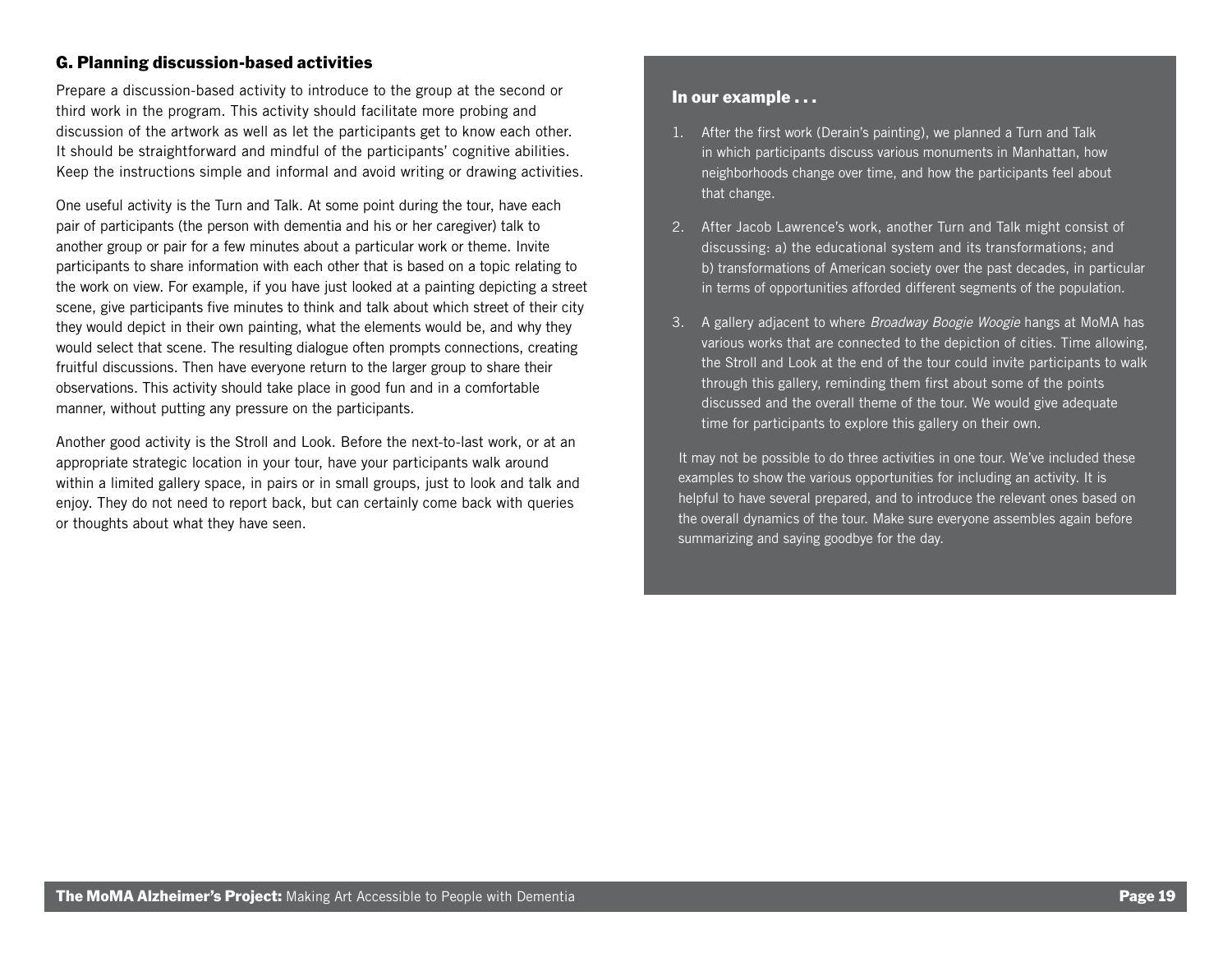### G. Planning discussion-based activities

Prepare a discussion-based activity to introduce to the group at the second or third work in the program. This activity should facilitate more probing and discussion of the artwork as well as let the participants get to know each other. It should be straightforward and mindful of the participants' cognitive abilities. Keep the instructions simple and informal and avoid writing or drawing activities.

One useful activity is the Turn and Talk. At some point during the tour, have each pair of participants (the person with dementia and his or her caregiver) talk to another group or pair for a few minutes about a particular work or theme. Invite participants to share information with each other that is based on a topic relating to the work on view. For example, if you have just looked at a painting depicting a street scene, give participants five minutes to think and talk about which street of their city they would depict in their own painting, what the elements would be, and why they would select that scene. The resulting dialogue often prompts connections, creating fruitful discussions. Then have everyone return to the larger group to share their observations. This activity should take place in good fun and in a comfortable manner, without putting any pressure on the participants.

Another good activity is the Stroll and Look. Before the next-to-last work, or at an appropriate strategic location in your tour, have your participants walk around within a limited gallery space, in pairs or in small groups, just to look and talk and enjoy. They do not need to report back, but can certainly come back with queries or thoughts about what they have seen.

**In our example . . .**

1. After the first work (Derain's painting), we planned a Turn and Talk in which participants discuss various monuments in Manhattan, how neighborhoods change over time, and how the participants feel about that change.
2. After Jacob Lawrence's work, another Turn and Talk might consist of discussing: a) the educational system and its transformations; and b) transformations of American society over the past decades, in particular in terms of opportunities afforded different segments of the population.
3. A gallery adjacent to where *Broadway Boogie Woogie* hangs at MoMA has various works that are connected to the depiction of cities. Time allowing, the Stroll and Look at the end of the tour could invite participants to walk through this gallery, reminding them first about some of the points discussed and the overall theme of the tour. We would give adequate time for participants to explore this gallery on their own.

It may not be possible to do three activities in one tour. We've included these examples to show the various opportunities for including an activity. It is helpful to have several prepared, and to introduce the relevant ones based on the overall dynamics of the tour. Make sure everyone assembles again before summarizing and saying goodbye for the day.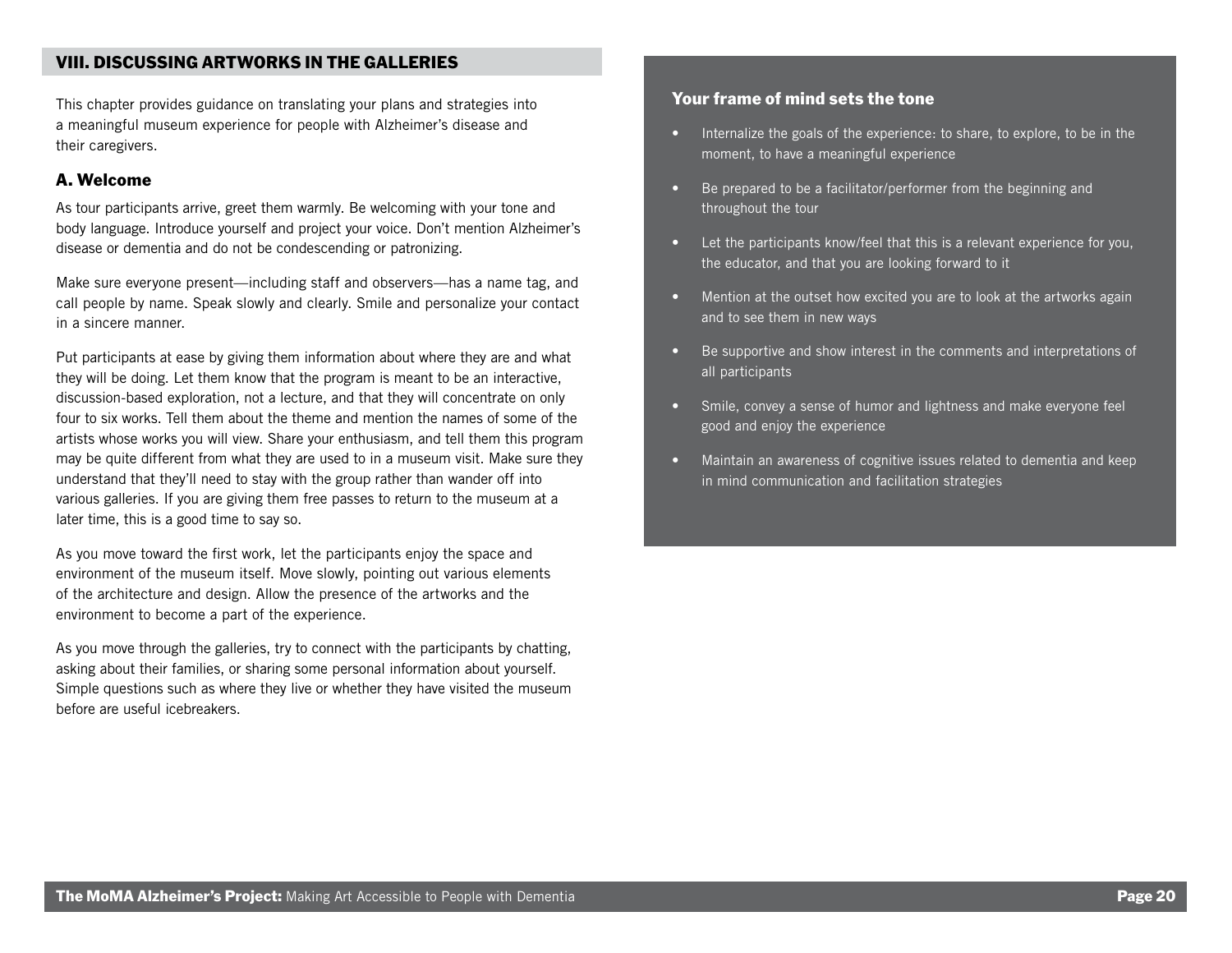## VIII. DISCUSSING ARTWORKS IN THE GALLERIES

This chapter provides guidance on translating your plans and strategies into a meaningful museum experience for people with Alzheimer's disease and their caregivers.

### A. Welcome

As tour participants arrive, greet them warmly. Be welcoming with your tone and body language. Introduce yourself and project your voice. Don't mention Alzheimer's disease or dementia and do not be condescending or patronizing.

Make sure everyone present—including staff and observers—has a name tag, and call people by name. Speak slowly and clearly. Smile and personalize your contact in a sincere manner.

Put participants at ease by giving them information about where they are and what they will be doing. Let them know that the program is meant to be an interactive, discussion-based exploration, not a lecture, and that they will concentrate on only four to six works. Tell them about the theme and mention the names of some of the artists whose works you will view. Share your enthusiasm, and tell them this program may be quite different from what they are used to in a museum visit. Make sure they understand that they'll need to stay with the group rather than wander off into various galleries. If you are giving them free passes to return to the museum at a later time, this is a good time to say so.

As you move toward the first work, let the participants enjoy the space and environment of the museum itself. Move slowly, pointing out various elements of the architecture and design. Allow the presence of the artworks and the environment to become a part of the experience.

As you move through the galleries, try to connect with the participants by chatting, asking about their families, or sharing some personal information about yourself. Simple questions such as where they live or whether they have visited the museum before are useful icebreakers.

**Your frame of mind sets the tone**

- Internalize the goals of the experience: to share, to explore, to be in the moment, to have a meaningful experience
- Be prepared to be a facilitator/performer from the beginning and throughout the tour
- Let the participants know/feel that this is a relevant experience for you, the educator, and that you are looking forward to it
- Mention at the outset how excited you are to look at the artworks again and to see them in new ways
- Be supportive and show interest in the comments and interpretations of all participants
- Smile, convey a sense of humor and lightness and make everyone feel good and enjoy the experience
- Maintain an awareness of cognitive issues related to dementia and keep in mind communication and facilitation strategies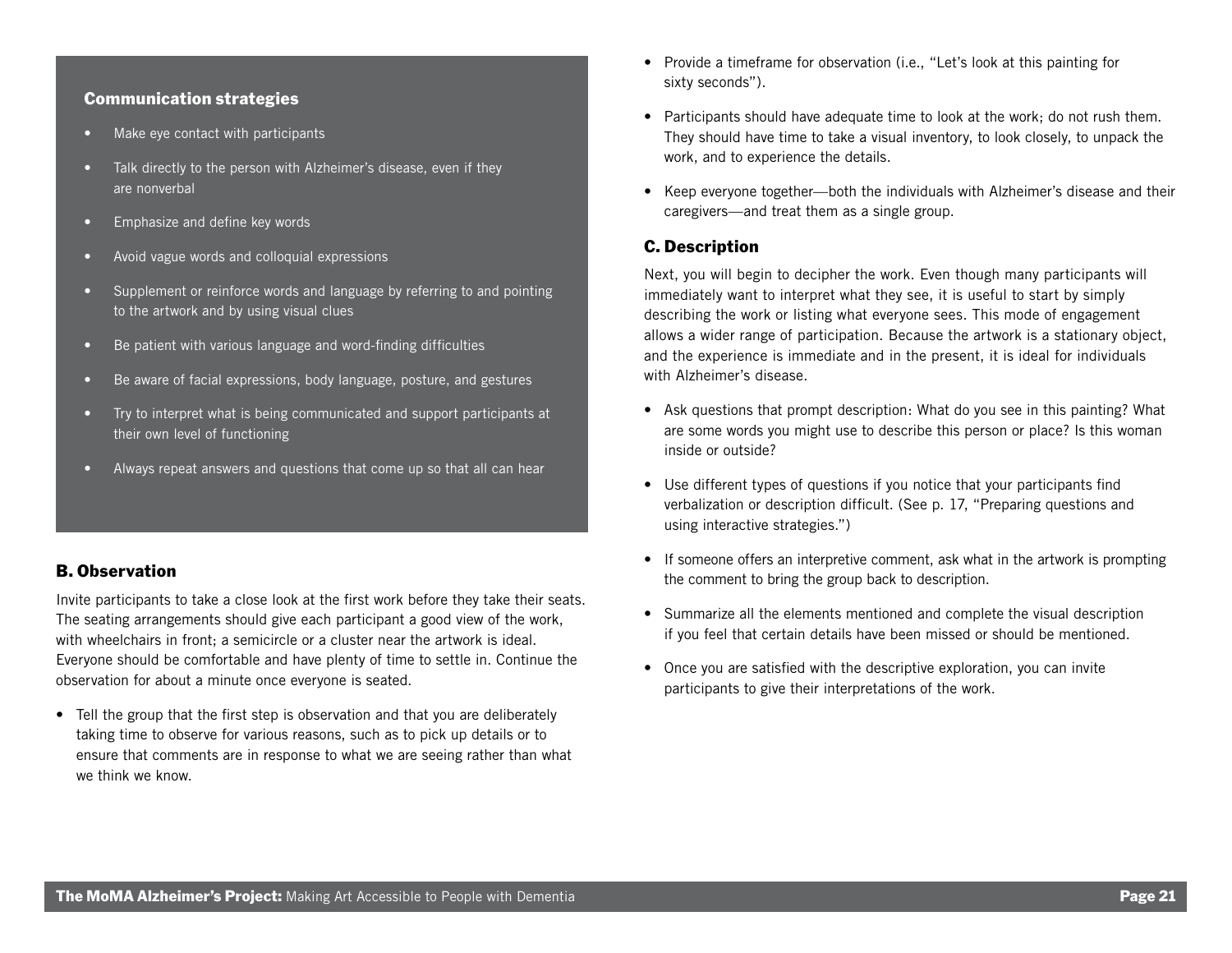### Communication strategies

- Make eye contact with participants
- Talk directly to the person with Alzheimer's disease, even if they are nonverbal
- Emphasize and define key words
- Avoid vague words and colloquial expressions
- Supplement or reinforce words and language by referring to and pointing to the artwork and by using visual clues
- Be patient with various language and word-finding difficulties
- Be aware of facial expressions, body language, posture, and gestures
- Try to interpret what is being communicated and support participants at their own level of functioning
- Always repeat answers and questions that come up so that all can hear

### B. Observation

Invite participants to take a close look at the first work before they take their seats. The seating arrangements should give each participant a good view of the work, with wheelchairs in front; a semicircle or a cluster near the artwork is ideal. Everyone should be comfortable and have plenty of time to settle in. Continue the observation for about a minute once everyone is seated.

- Tell the group that the first step is observation and that you are deliberately taking time to observe for various reasons, such as to pick up details or to ensure that comments are in response to what we are seeing rather than what we think we know.
- Provide a timeframe for observation (i.e., "Let's look at this painting for sixty seconds").
- Participants should have adequate time to look at the work; do not rush them. They should have time to take a visual inventory, to look closely, to unpack the work, and to experience the details.
- Keep everyone together—both the individuals with Alzheimer's disease and their caregivers—and treat them as a single group.

### C. Description

Next, you will begin to decipher the work. Even though many participants will immediately want to interpret what they see, it is useful to start by simply describing the work or listing what everyone sees. This mode of engagement allows a wider range of participation. Because the artwork is a stationary object, and the experience is immediate and in the present, it is ideal for individuals with Alzheimer's disease.

- Ask questions that prompt description: What do you see in this painting? What are some words you might use to describe this person or place? Is this woman inside or outside?
- Use different types of questions if you notice that your participants find verbalization or description difficult. (See p. 17, "Preparing questions and using interactive strategies.")
- If someone offers an interpretive comment, ask what in the artwork is prompting the comment to bring the group back to description.
- Summarize all the elements mentioned and complete the visual description if you feel that certain details have been missed or should be mentioned.
- Once you are satisfied with the descriptive exploration, you can invite participants to give their interpretations of the work.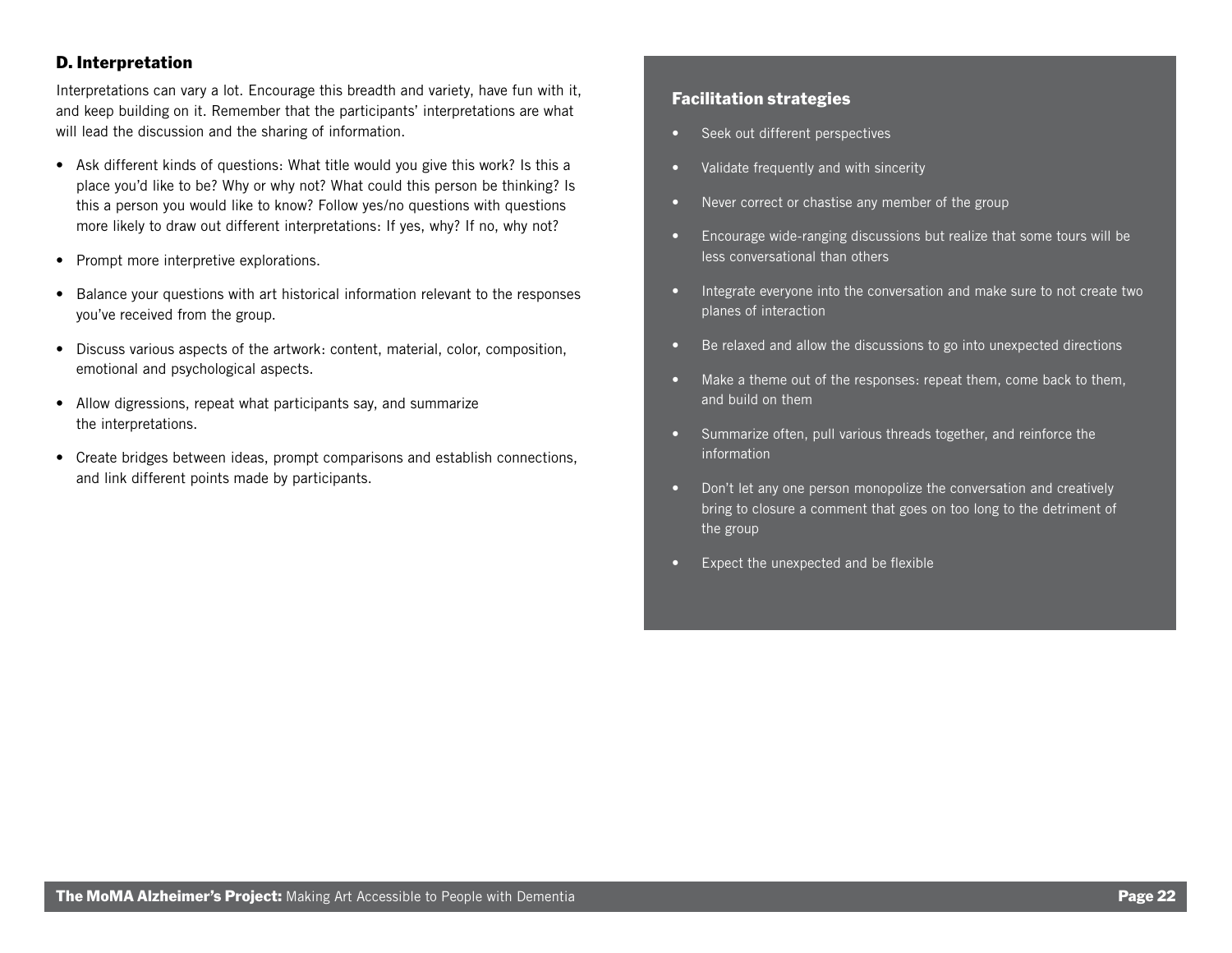### D. Interpretation

Interpretations can vary a lot. Encourage this breadth and variety, have fun with it, and keep building on it. Remember that the participants' interpretations are what will lead the discussion and the sharing of information.

- Ask different kinds of questions: What title would you give this work? Is this a place you'd like to be? Why or why not? What could this person be thinking? Is this a person you would like to know? Follow yes/no questions with questions more likely to draw out different interpretations: If yes, why? If no, why not?
- Prompt more interpretive explorations.
- Balance your questions with art historical information relevant to the responses you've received from the group.
- Discuss various aspects of the artwork: content, material, color, composition, emotional and psychological aspects.
- Allow digressions, repeat what participants say, and summarize the interpretations.
- Create bridges between ideas, prompt comparisons and establish connections, and link different points made by participants.

#### Facilitation strategies

- Seek out different perspectives
- Validate frequently and with sincerity
- Never correct or chastise any member of the group
- Encourage wide-ranging discussions but realize that some tours will be less conversational than others
- Integrate everyone into the conversation and make sure to not create two planes of interaction
- Be relaxed and allow the discussions to go into unexpected directions
- Make a theme out of the responses: repeat them, come back to them, and build on them
- Summarize often, pull various threads together, and reinforce the information
- Don't let any one person monopolize the conversation and creatively bring to closure a comment that goes on too long to the detriment of the group
- Expect the unexpected and be flexible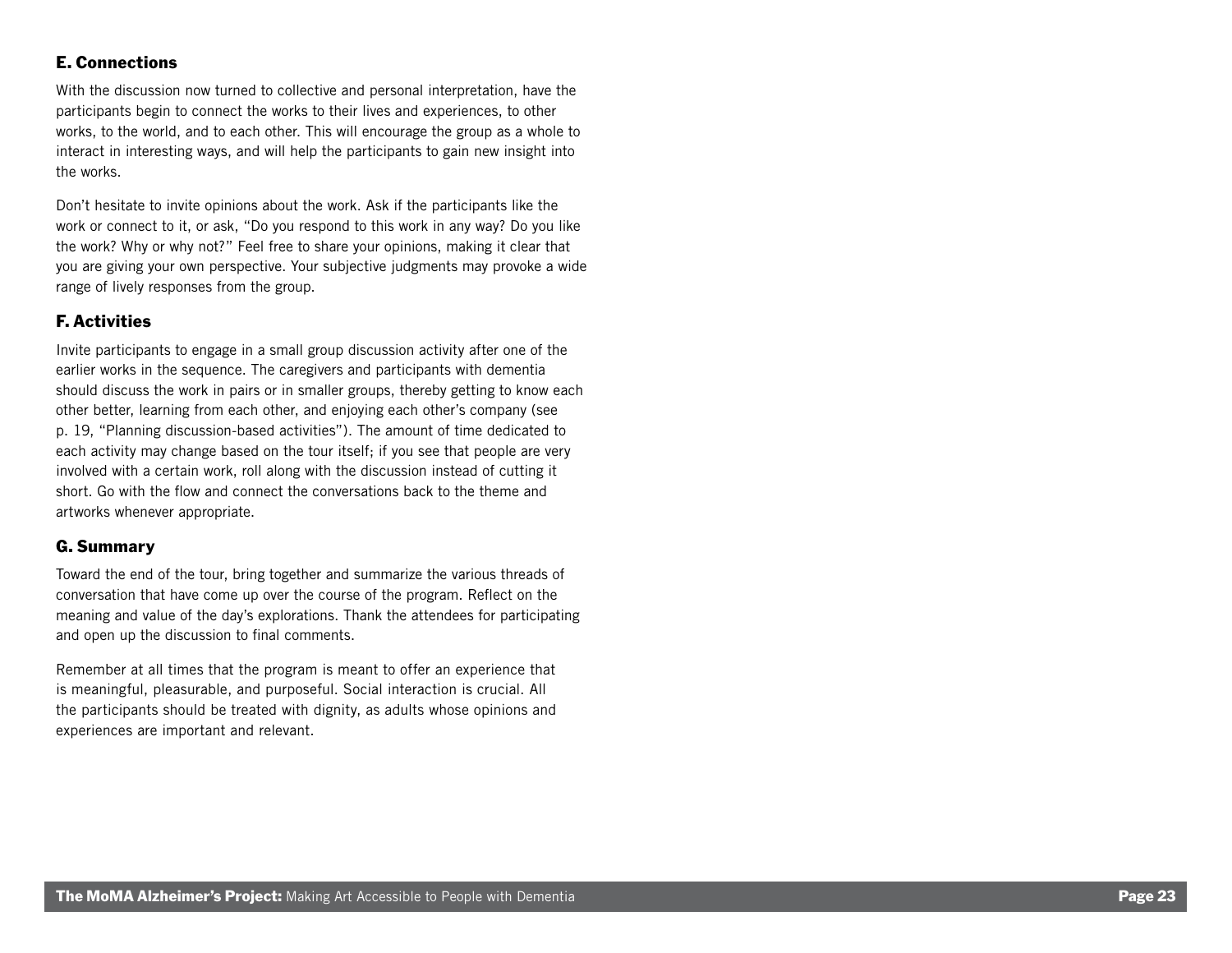### E. Connections

With the discussion now turned to collective and personal interpretation, have the participants begin to connect the works to their lives and experiences, to other works, to the world, and to each other. This will encourage the group as a whole to interact in interesting ways, and will help the participants to gain new insight into the works.

Don't hesitate to invite opinions about the work. Ask if the participants like the work or connect to it, or ask, "Do you respond to this work in any way? Do you like the work? Why or why not?" Feel free to share your opinions, making it clear that you are giving your own perspective. Your subjective judgments may provoke a wide range of lively responses from the group.

### F. Activities

Invite participants to engage in a small group discussion activity after one of the earlier works in the sequence. The caregivers and participants with dementia should discuss the work in pairs or in smaller groups, thereby getting to know each other better, learning from each other, and enjoying each other's company (see p. 19, "Planning discussion-based activities"). The amount of time dedicated to each activity may change based on the tour itself; if you see that people are very involved with a certain work, roll along with the discussion instead of cutting it short. Go with the flow and connect the conversations back to the theme and artworks whenever appropriate.

### G. Summary

Toward the end of the tour, bring together and summarize the various threads of conversation that have come up over the course of the program. Reflect on the meaning and value of the day's explorations. Thank the attendees for participating and open up the discussion to final comments.

Remember at all times that the program is meant to offer an experience that is meaningful, pleasurable, and purposeful. Social interaction is crucial. All the participants should be treated with dignity, as adults whose opinions and experiences are important and relevant.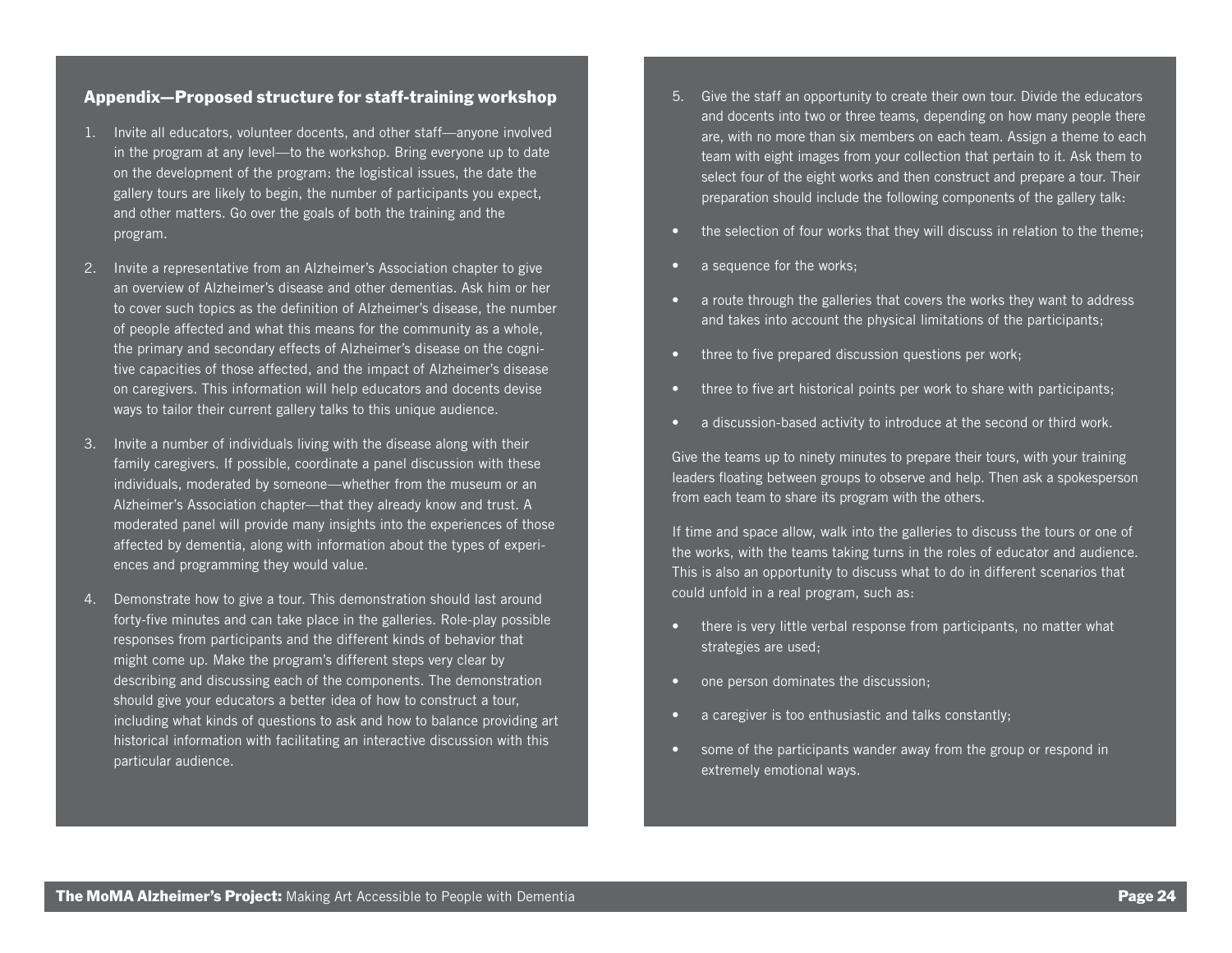## Appendix—Proposed structure for staff-training workshop

1. Invite all educators, volunteer docents, and other staff—anyone involved in the program at any level—to the workshop. Bring everyone up to date on the development of the program: the logistical issues, the date the gallery tours are likely to begin, the number of participants you expect, and other matters. Go over the goals of both the training and the program.

2. Invite a representative from an Alzheimer's Association chapter to give an overview of Alzheimer's disease and other dementias. Ask him or her to cover such topics as the definition of Alzheimer's disease, the number of people affected and what this means for the community as a whole, the primary and secondary effects of Alzheimer's disease on the cognitive capacities of those affected, and the impact of Alzheimer's disease on caregivers. This information will help educators and docents devise ways to tailor their current gallery talks to this unique audience.

3. Invite a number of individuals living with the disease along with their family caregivers. If possible, coordinate a panel discussion with these individuals, moderated by someone—whether from the museum or an Alzheimer's Association chapter—that they already know and trust. A moderated panel will provide many insights into the experiences of those affected by dementia, along with information about the types of experiences and programming they would value.

4. Demonstrate how to give a tour. This demonstration should last around forty-five minutes and can take place in the galleries. Role-play possible responses from participants and the different kinds of behavior that might come up. Make the program's different steps very clear by describing and discussing each of the components. The demonstration should give your educators a better idea of how to construct a tour, including what kinds of questions to ask and how to balance providing art historical information with facilitating an interactive discussion with this particular audience.

5. Give the staff an opportunity to create their own tour. Divide the educators and docents into two or three teams, depending on how many people there are, with no more than six members on each team. Assign a theme to each team with eight images from your collection that pertain to it. Ask them to select four of the eight works and then construct and prepare a tour. Their preparation should include the following components of the gallery talk:

- the selection of four works that they will discuss in relation to the theme;
- a sequence for the works;
- a route through the galleries that covers the works they want to address and takes into account the physical limitations of the participants;
- three to five prepared discussion questions per work;
- three to five art historical points per work to share with participants;
- a discussion-based activity to introduce at the second or third work.

Give the teams up to ninety minutes to prepare their tours, with your training leaders floating between groups to observe and help. Then ask a spokesperson from each team to share its program with the others.

If time and space allow, walk into the galleries to discuss the tours or one of the works, with the teams taking turns in the roles of educator and audience. This is also an opportunity to discuss what to do in different scenarios that could unfold in a real program, such as:

- there is very little verbal response from participants, no matter what strategies are used;
- one person dominates the discussion;
- a caregiver is too enthusiastic and talks constantly;
- some of the participants wander away from the group or respond in extremely emotional ways.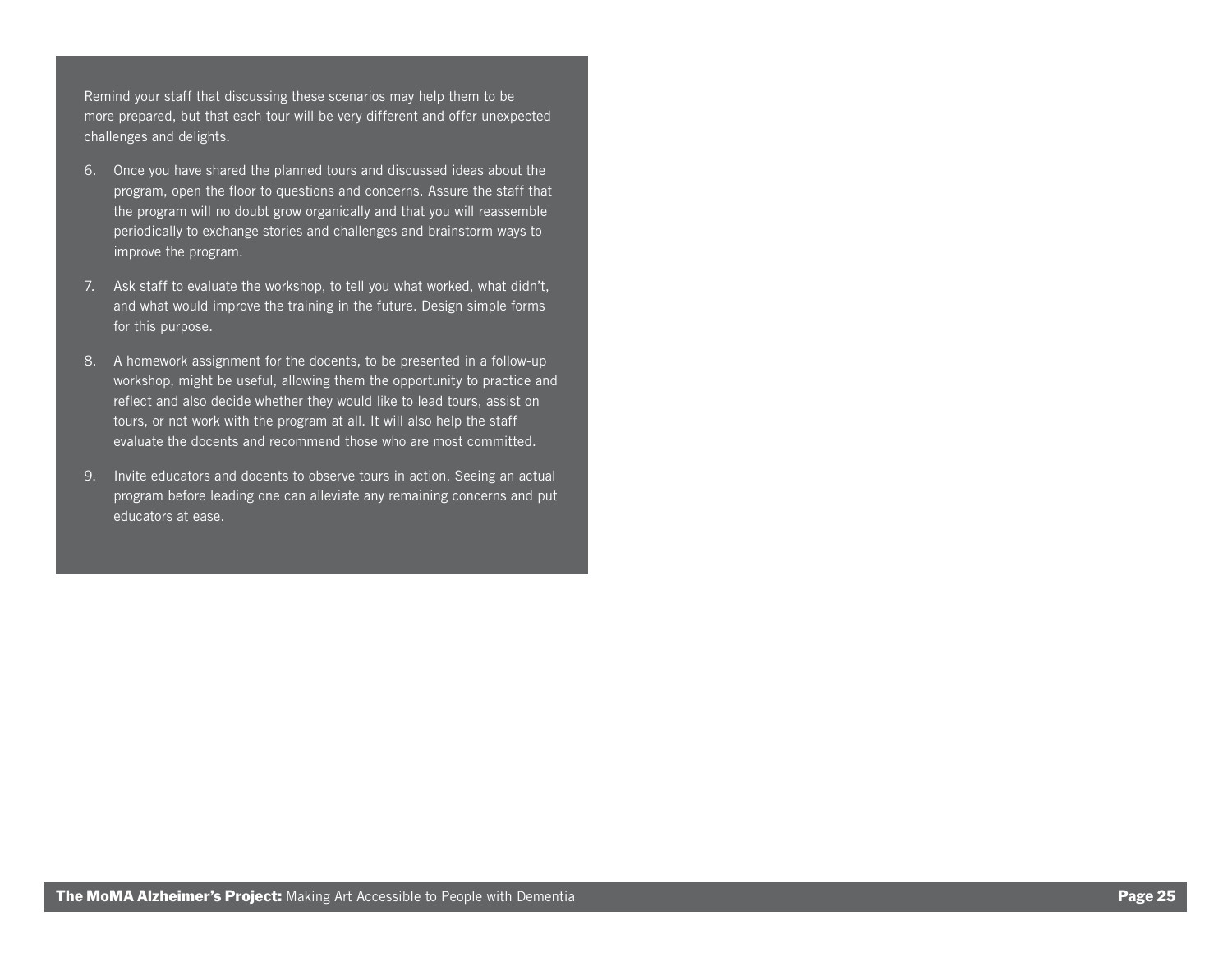Remind your staff that discussing these scenarios may help them to be more prepared, but that each tour will be very different and offer unexpected challenges and delights.

6. Once you have shared the planned tours and discussed ideas about the program, open the floor to questions and concerns. Assure the staff that the program will no doubt grow organically and that you will reassemble periodically to exchange stories and challenges and brainstorm ways to improve the program.

7. Ask staff to evaluate the workshop, to tell you what worked, what didn't, and what would improve the training in the future. Design simple forms for this purpose.

8. A homework assignment for the docents, to be presented in a follow-up workshop, might be useful, allowing them the opportunity to practice and reflect and also decide whether they would like to lead tours, assist on tours, or not work with the program at all. It will also help the staff evaluate the docents and recommend those who are most committed.

9. Invite educators and docents to observe tours in action. Seeing an actual program before leading one can alleviate any remaining concerns and put educators at ease.